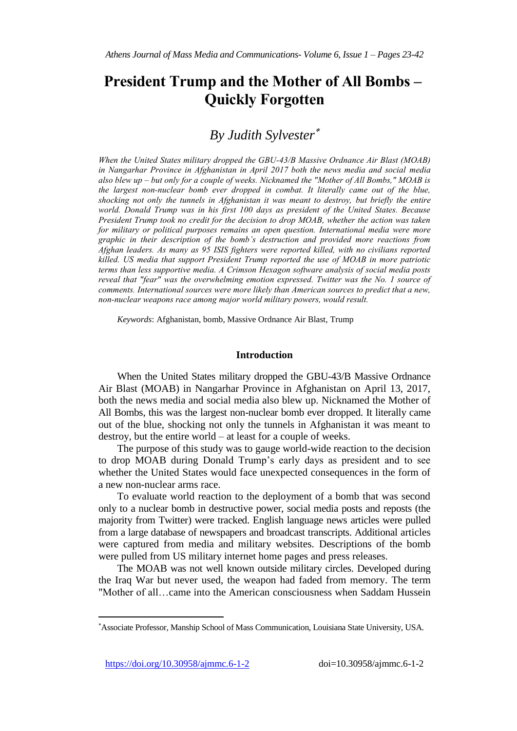# President Trump and the Mother of All Bombs – Quickly Forgotten

## *By Judith Sylvester*[*]

*When the United States military dropped the GBU-43/B Massive Ordnance Air Blast (MOAB) in Nangarhar Province in Afghanistan in April 2017 both the news media and social media also blew up – but only for a couple of weeks. Nicknamed the "Mother of All Bombs," MOAB is the largest non-nuclear bomb ever dropped in combat. It literally came out of the blue, shocking not only the tunnels in Afghanistan it was meant to destroy, but briefly the entire world. Donald Trump was in his first 100 days as president of the United States. Because President Trump took no credit for the decision to drop MOAB, whether the action was taken for military or political purposes remains an open question. International media were more graphic in their description of the bomb's destruction and provided more reactions from Afghan leaders. As many as 95 ISIS fighters were reported killed, with no civilians reported killed. US media that support President Trump reported the use of MOAB in more patriotic terms than less supportive media. A Crimson Hexagon software analysis of social media posts reveal that "fear" was the overwhelming emotion expressed. Twitter was the No. 1 source of comments. International sources were more likely than American sources to predict that a new, non-nuclear weapons race among major world military powers, would result.*

*Keywords*: Afghanistan, bomb, Massive Ordnance Air Blast, Trump

## Introduction

When the United States military dropped the GBU-43/B Massive Ordnance Air Blast (MOAB) in Nangarhar Province in Afghanistan on April 13, 2017, both the news media and social media also blew up. Nicknamed the Mother of All Bombs, this was the largest non-nuclear bomb ever dropped. It literally came out of the blue, shocking not only the tunnels in Afghanistan it was meant to destroy, but the entire world – at least for a couple of weeks.

The purpose of this study was to gauge world-wide reaction to the decision to drop MOAB during Donald Trump's early days as president and to see whether the United States would face unexpected consequences in the form of a new non-nuclear arms race.

To evaluate world reaction to the deployment of a bomb that was second only to a nuclear bomb in destructive power, social media posts and reposts (the majority from Twitter) were tracked. English language news articles were pulled from a large database of newspapers and broadcast transcripts. Additional articles were captured from media and military websites. Descriptions of the bomb were pulled from US military internet home pages and press releases.

The MOAB was not well known outside military circles. Developed during the Iraq War but never used, the weapon had faded from memory. The term "Mother of all…came into the American consciousness when Saddam Hussein

---

[*]Associate Professor, Manship School of Mass Communication, Louisiana State University, USA.

https://doi.org/10.30958/ajmmc.6-1-2 doi=10.30958/ajmmc.6-1-2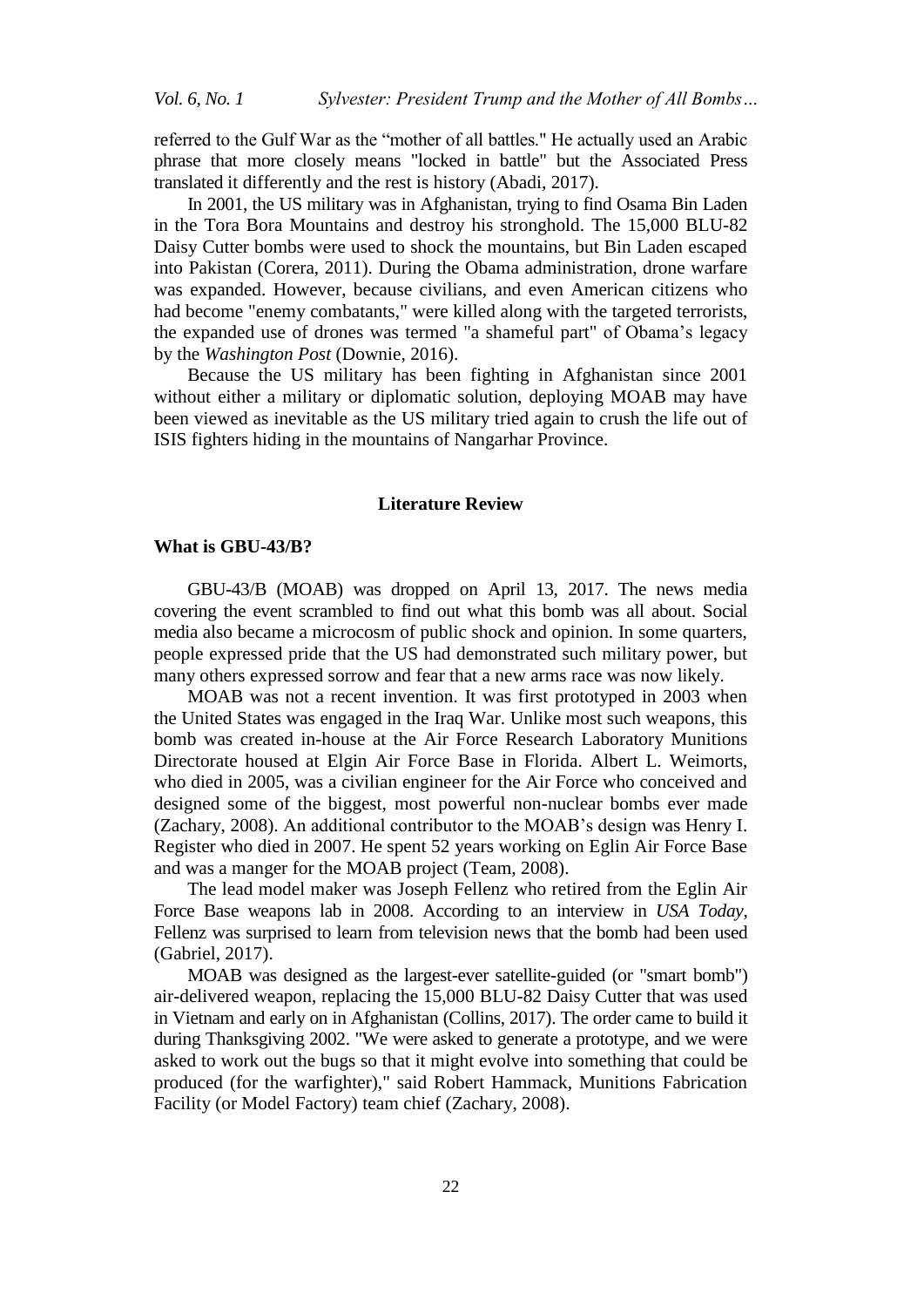referred to the Gulf War as the "mother of all battles." He actually used an Arabic phrase that more closely means "locked in battle" but the Associated Press translated it differently and the rest is history (Abadi, 2017).

In 2001, the US military was in Afghanistan, trying to find Osama Bin Laden in the Tora Bora Mountains and destroy his stronghold. The 15,000 BLU-82 Daisy Cutter bombs were used to shock the mountains, but Bin Laden escaped into Pakistan (Corera, 2011). During the Obama administration, drone warfare was expanded. However, because civilians, and even American citizens who had become "enemy combatants," were killed along with the targeted terrorists, the expanded use of drones was termed "a shameful part" of Obama's legacy by the *Washington Post* (Downie, 2016).

Because the US military has been fighting in Afghanistan since 2001 without either a military or diplomatic solution, deploying MOAB may have been viewed as inevitable as the US military tried again to crush the life out of ISIS fighters hiding in the mountains of Nangarhar Province.

## Literature Review

### What is GBU-43/B?

GBU-43/B (MOAB) was dropped on April 13, 2017. The news media covering the event scrambled to find out what this bomb was all about. Social media also became a microcosm of public shock and opinion. In some quarters, people expressed pride that the US had demonstrated such military power, but many others expressed sorrow and fear that a new arms race was now likely.

MOAB was not a recent invention. It was first prototyped in 2003 when the United States was engaged in the Iraq War. Unlike most such weapons, this bomb was created in-house at the Air Force Research Laboratory Munitions Directorate housed at Elgin Air Force Base in Florida. Albert L. Weimorts, who died in 2005, was a civilian engineer for the Air Force who conceived and designed some of the biggest, most powerful non-nuclear bombs ever made (Zachary, 2008). An additional contributor to the MOAB's design was Henry I. Register who died in 2007. He spent 52 years working on Eglin Air Force Base and was a manger for the MOAB project (Team, 2008).

The lead model maker was Joseph Fellenz who retired from the Eglin Air Force Base weapons lab in 2008. According to an interview in *USA Today*, Fellenz was surprised to learn from television news that the bomb had been used (Gabriel, 2017).

MOAB was designed as the largest-ever satellite-guided (or "smart bomb") air-delivered weapon, replacing the 15,000 BLU-82 Daisy Cutter that was used in Vietnam and early on in Afghanistan (Collins, 2017). The order came to build it during Thanksgiving 2002. "We were asked to generate a prototype, and we were asked to work out the bugs so that it might evolve into something that could be produced (for the warfighter)," said Robert Hammack, Munitions Fabrication Facility (or Model Factory) team chief (Zachary, 2008).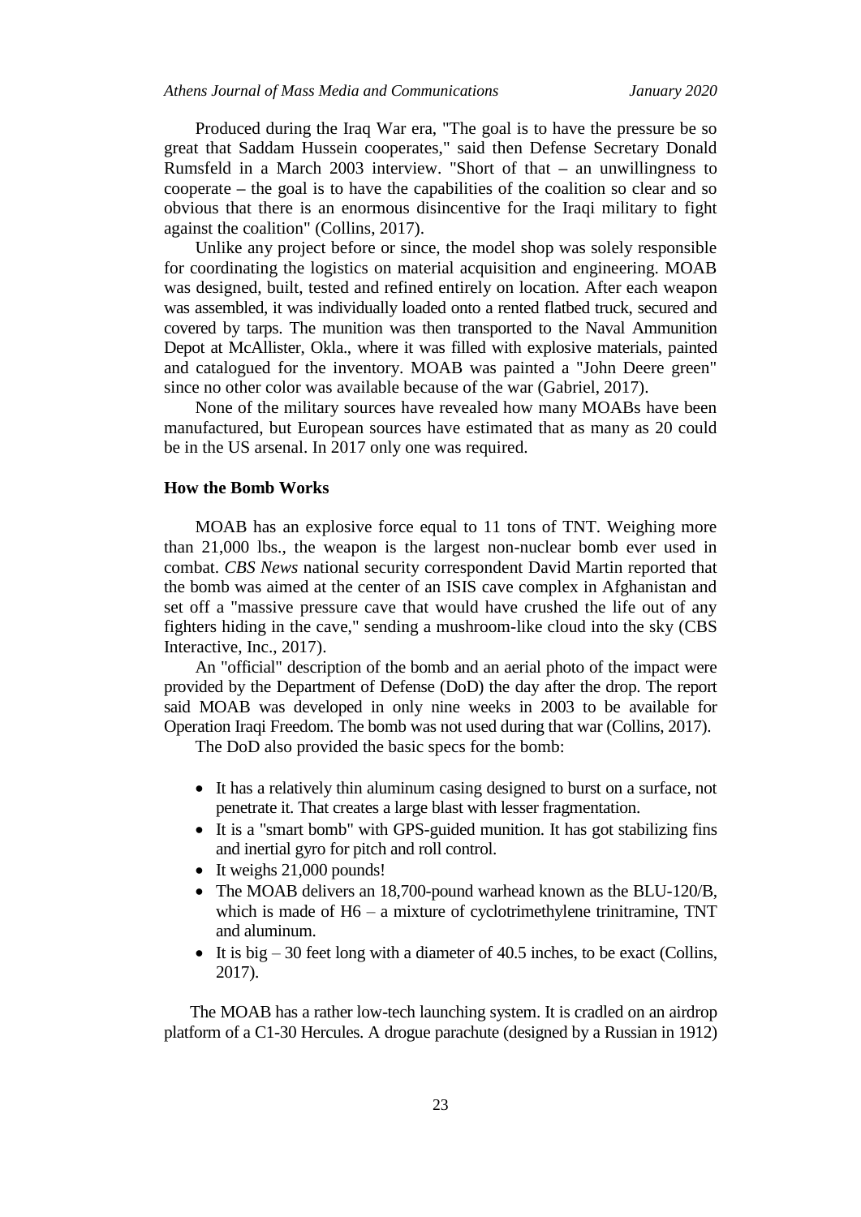Produced during the Iraq War era, "The goal is to have the pressure be so great that Saddam Hussein cooperates," said then Defense Secretary Donald Rumsfeld in a March 2003 interview. "Short of that – an unwillingness to cooperate – the goal is to have the capabilities of the coalition so clear and so obvious that there is an enormous disincentive for the Iraqi military to fight against the coalition" (Collins, 2017).

Unlike any project before or since, the model shop was solely responsible for coordinating the logistics on material acquisition and engineering. MOAB was designed, built, tested and refined entirely on location. After each weapon was assembled, it was individually loaded onto a rented flatbed truck, secured and covered by tarps. The munition was then transported to the Naval Ammunition Depot at McAllister, Okla., where it was filled with explosive materials, painted and catalogued for the inventory. MOAB was painted a "John Deere green" since no other color was available because of the war (Gabriel, 2017).

None of the military sources have revealed how many MOABs have been manufactured, but European sources have estimated that as many as 20 could be in the US arsenal. In 2017 only one was required.

### How the Bomb Works

MOAB has an explosive force equal to 11 tons of TNT. Weighing more than 21,000 lbs., the weapon is the largest non-nuclear bomb ever used in combat. *CBS News* national security correspondent David Martin reported that the bomb was aimed at the center of an ISIS cave complex in Afghanistan and set off a "massive pressure cave that would have crushed the life out of any fighters hiding in the cave," sending a mushroom-like cloud into the sky (CBS Interactive, Inc., 2017).

An "official" description of the bomb and an aerial photo of the impact were provided by the Department of Defense (DoD) the day after the drop. The report said MOAB was developed in only nine weeks in 2003 to be available for Operation Iraqi Freedom. The bomb was not used during that war (Collins, 2017).

The DoD also provided the basic specs for the bomb:

- It has a relatively thin aluminum casing designed to burst on a surface, not penetrate it. That creates a large blast with lesser fragmentation.
- It is a "smart bomb" with GPS-guided munition. It has got stabilizing fins and inertial gyro for pitch and roll control.
- It weighs 21,000 pounds!
- The MOAB delivers an 18,700-pound warhead known as the BLU-120/B, which is made of H6 – a mixture of cyclotrimethylene trinitramine, TNT and aluminum.
- It is big – 30 feet long with a diameter of 40.5 inches, to be exact (Collins, 2017).

The MOAB has a rather low-tech launching system. It is cradled on an airdrop platform of a C1-30 Hercules. A drogue parachute (designed by a Russian in 1912)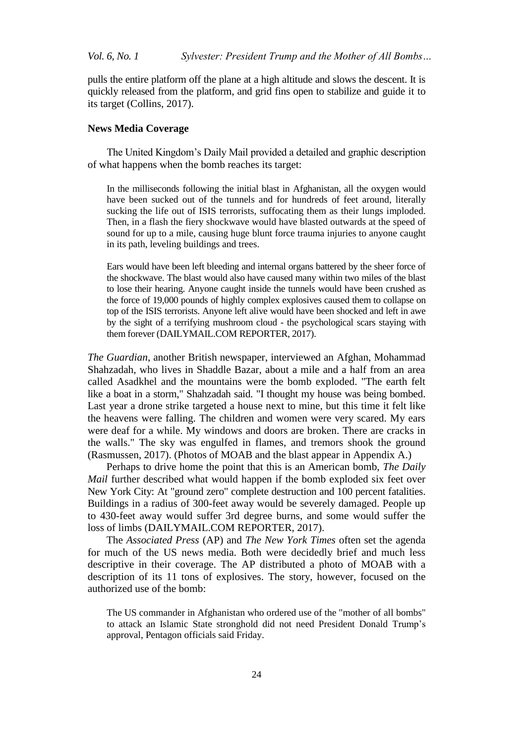pulls the entire platform off the plane at a high altitude and slows the descent. It is quickly released from the platform, and grid fins open to stabilize and guide it to its target (Collins, 2017).

### News Media Coverage

The United Kingdom's Daily Mail provided a detailed and graphic description of what happens when the bomb reaches its target:

> In the milliseconds following the initial blast in Afghanistan, all the oxygen would have been sucked out of the tunnels and for hundreds of feet around, literally sucking the life out of ISIS terrorists, suffocating them as their lungs imploded. Then, in a flash the fiery shockwave would have blasted outwards at the speed of sound for up to a mile, causing huge blunt force trauma injuries to anyone caught in its path, leveling buildings and trees.
>
> Ears would have been left bleeding and internal organs battered by the sheer force of the shockwave. The blast would also have caused many within two miles of the blast to lose their hearing. Anyone caught inside the tunnels would have been crushed as the force of 19,000 pounds of highly complex explosives caused them to collapse on top of the ISIS terrorists. Anyone left alive would have been shocked and left in awe by the sight of a terrifying mushroom cloud - the psychological scars staying with them forever (DAILYMAIL.COM REPORTER, 2017).

*The Guardian*, another British newspaper, interviewed an Afghan, Mohammad Shahzadah, who lives in Shaddle Bazar, about a mile and a half from an area called Asadkhel and the mountains were the bomb exploded. "The earth felt like a boat in a storm," Shahzadah said. "I thought my house was being bombed. Last year a drone strike targeted a house next to mine, but this time it felt like the heavens were falling. The children and women were very scared. My ears were deaf for a while. My windows and doors are broken. There are cracks in the walls." The sky was engulfed in flames, and tremors shook the ground (Rasmussen, 2017). (Photos of MOAB and the blast appear in Appendix A.)

Perhaps to drive home the point that this is an American bomb, *The Daily Mail* further described what would happen if the bomb exploded six feet over New York City: At "ground zero" complete destruction and 100 percent fatalities. Buildings in a radius of 300-feet away would be severely damaged. People up to 430-feet away would suffer 3rd degree burns, and some would suffer the loss of limbs (DAILYMAIL.COM REPORTER, 2017).

The *Associated Press* (AP) and *The New York Times* often set the agenda for much of the US news media. Both were decidedly brief and much less descriptive in their coverage. The AP distributed a photo of MOAB with a description of its 11 tons of explosives. The story, however, focused on the authorized use of the bomb:

> The US commander in Afghanistan who ordered use of the "mother of all bombs" to attack an Islamic State stronghold did not need President Donald Trump's approval, Pentagon officials said Friday.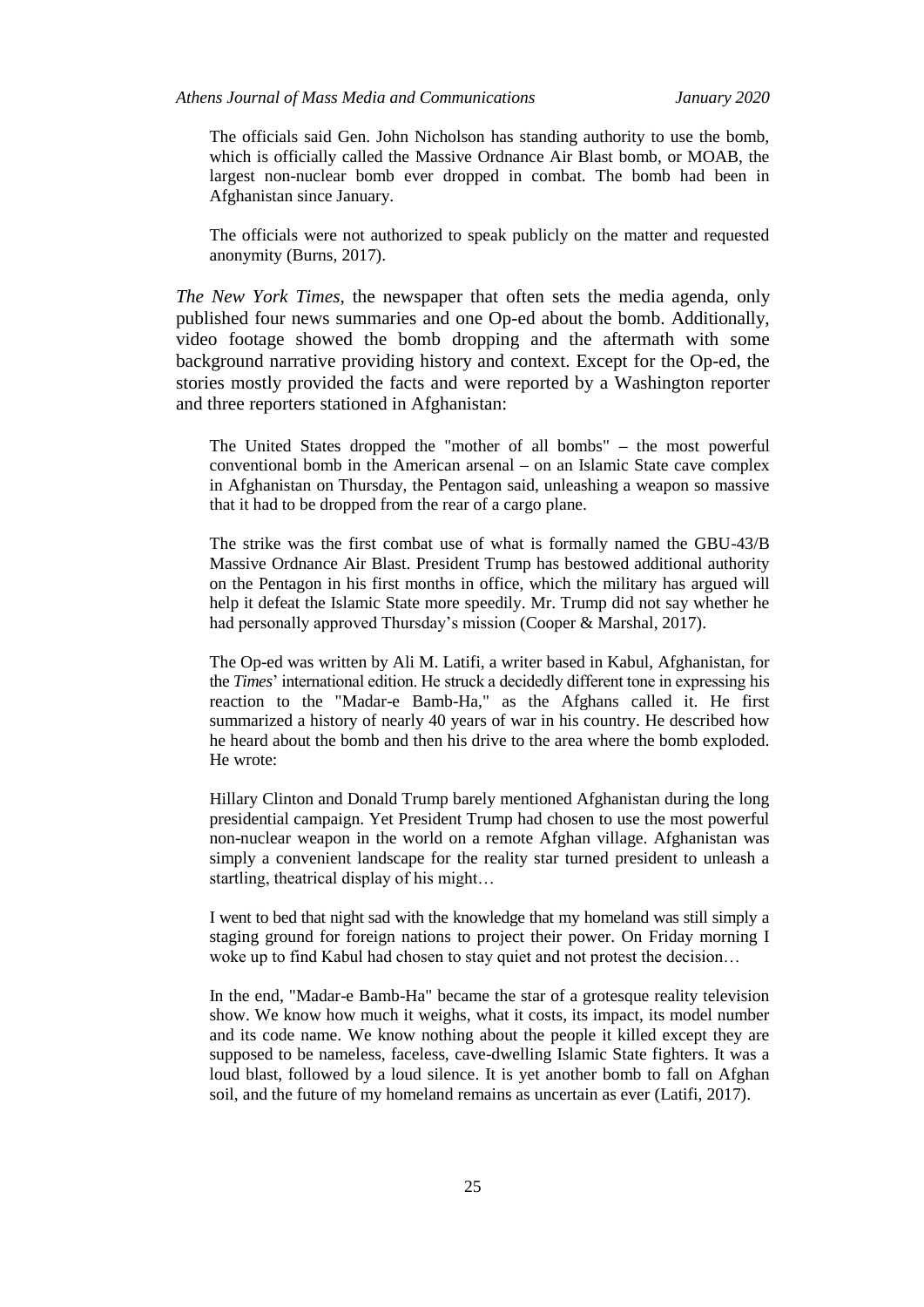> The officials said Gen. John Nicholson has standing authority to use the bomb, which is officially called the Massive Ordnance Air Blast bomb, or MOAB, the largest non-nuclear bomb ever dropped in combat. The bomb had been in Afghanistan since January.
>
> The officials were not authorized to speak publicly on the matter and requested anonymity (Burns, 2017).

*The New York Times*, the newspaper that often sets the media agenda, only published four news summaries and one Op-ed about the bomb. Additionally, video footage showed the bomb dropping and the aftermath with some background narrative providing history and context. Except for the Op-ed, the stories mostly provided the facts and were reported by a Washington reporter and three reporters stationed in Afghanistan:

> The United States dropped the "mother of all bombs" – the most powerful conventional bomb in the American arsenal – on an Islamic State cave complex in Afghanistan on Thursday, the Pentagon said, unleashing a weapon so massive that it had to be dropped from the rear of a cargo plane.
>
> The strike was the first combat use of what is formally named the GBU-43/B Massive Ordnance Air Blast. President Trump has bestowed additional authority on the Pentagon in his first months in office, which the military has argued will help it defeat the Islamic State more speedily. Mr. Trump did not say whether he had personally approved Thursday's mission (Cooper & Marshal, 2017).
>
> The Op-ed was written by Ali M. Latifi, a writer based in Kabul, Afghanistan, for the *Times*' international edition. He struck a decidedly different tone in expressing his reaction to the "Madar-e Bamb-Ha," as the Afghans called it. He first summarized a history of nearly 40 years of war in his country. He described how he heard about the bomb and then his drive to the area where the bomb exploded. He wrote:
>
> Hillary Clinton and Donald Trump barely mentioned Afghanistan during the long presidential campaign. Yet President Trump had chosen to use the most powerful non-nuclear weapon in the world on a remote Afghan village. Afghanistan was simply a convenient landscape for the reality star turned president to unleash a startling, theatrical display of his might…
>
> I went to bed that night sad with the knowledge that my homeland was still simply a staging ground for foreign nations to project their power. On Friday morning I woke up to find Kabul had chosen to stay quiet and not protest the decision…
>
> In the end, "Madar-e Bamb-Ha" became the star of a grotesque reality television show. We know how much it weighs, what it costs, its impact, its model number and its code name. We know nothing about the people it killed except they are supposed to be nameless, faceless, cave-dwelling Islamic State fighters. It was a loud blast, followed by a loud silence. It is yet another bomb to fall on Afghan soil, and the future of my homeland remains as uncertain as ever (Latifi, 2017).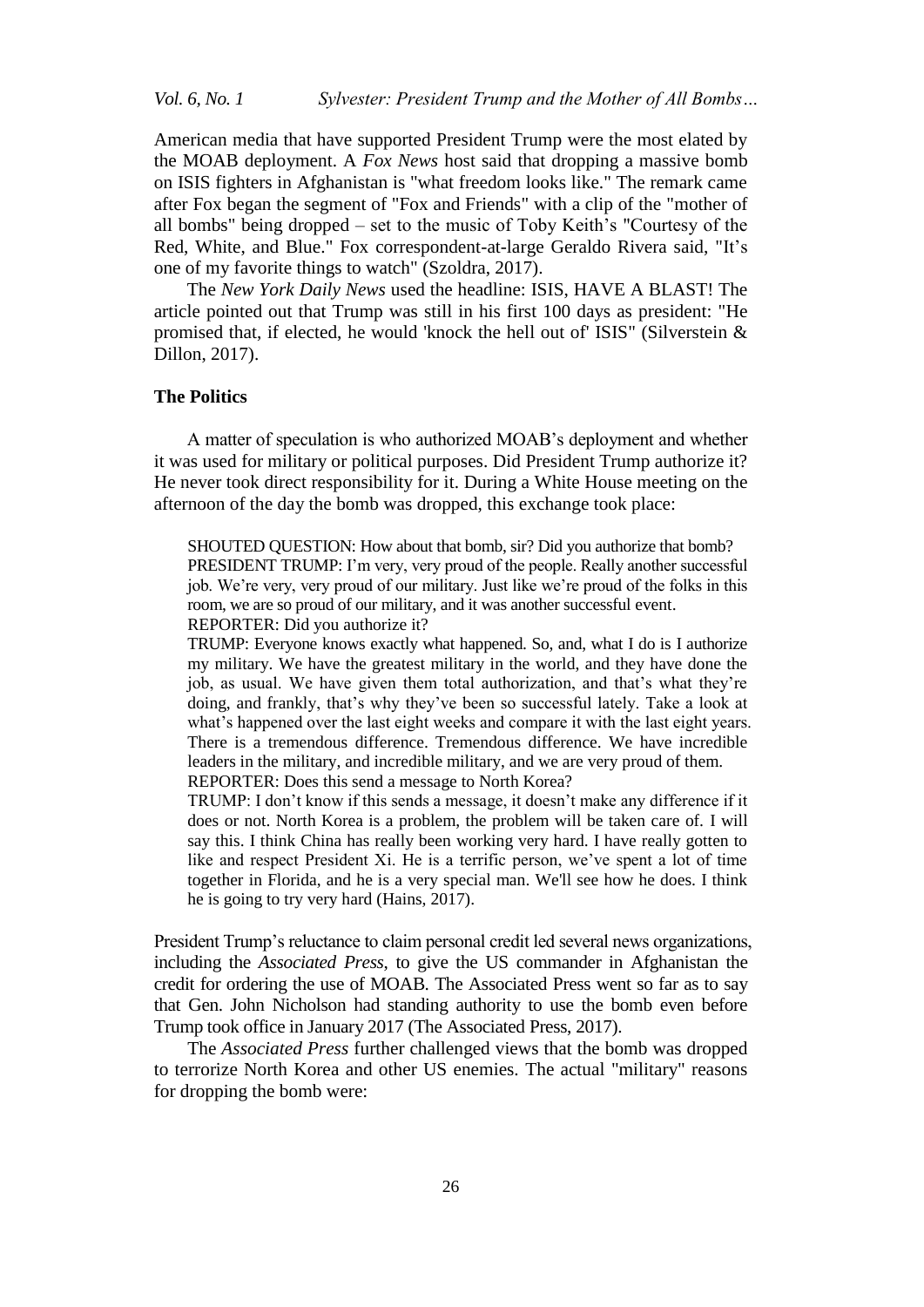American media that have supported President Trump were the most elated by the MOAB deployment. A *Fox News* host said that dropping a massive bomb on ISIS fighters in Afghanistan is "what freedom looks like." The remark came after Fox began the segment of "Fox and Friends" with a clip of the "mother of all bombs" being dropped – set to the music of Toby Keith's "Courtesy of the Red, White, and Blue." Fox correspondent-at-large Geraldo Rivera said, "It's one of my favorite things to watch" (Szoldra, 2017).

The *New York Daily News* used the headline: ISIS, HAVE A BLAST! The article pointed out that Trump was still in his first 100 days as president: "He promised that, if elected, he would 'knock the hell out of' ISIS" (Silverstein & Dillon, 2017).

## The Politics

A matter of speculation is who authorized MOAB's deployment and whether it was used for military or political purposes. Did President Trump authorize it? He never took direct responsibility for it. During a White House meeting on the afternoon of the day the bomb was dropped, this exchange took place:

> SHOUTED QUESTION: How about that bomb, sir? Did you authorize that bomb?
> PRESIDENT TRUMP: I'm very, very proud of the people. Really another successful job. We're very, very proud of our military. Just like we're proud of the folks in this room, we are so proud of our military, and it was another successful event.
> REPORTER: Did you authorize it?
> TRUMP: Everyone knows exactly what happened. So, and, what I do is I authorize my military. We have the greatest military in the world, and they have done the job, as usual. We have given them total authorization, and that's what they're doing, and frankly, that's why they've been so successful lately. Take a look at what's happened over the last eight weeks and compare it with the last eight years. There is a tremendous difference. Tremendous difference. We have incredible leaders in the military, and incredible military, and we are very proud of them.
> REPORTER: Does this send a message to North Korea?
> TRUMP: I don't know if this sends a message, it doesn't make any difference if it does or not. North Korea is a problem, the problem will be taken care of. I will say this. I think China has really been working very hard. I have really gotten to like and respect President Xi. He is a terrific person, we've spent a lot of time together in Florida, and he is a very special man. We'll see how he does. I think he is going to try very hard (Hains, 2017).

President Trump's reluctance to claim personal credit led several news organizations, including the *Associated Press*, to give the US commander in Afghanistan the credit for ordering the use of MOAB. The Associated Press went so far as to say that Gen. John Nicholson had standing authority to use the bomb even before Trump took office in January 2017 (The Associated Press, 2017).

The *Associated Press* further challenged views that the bomb was dropped to terrorize North Korea and other US enemies. The actual "military" reasons for dropping the bomb were: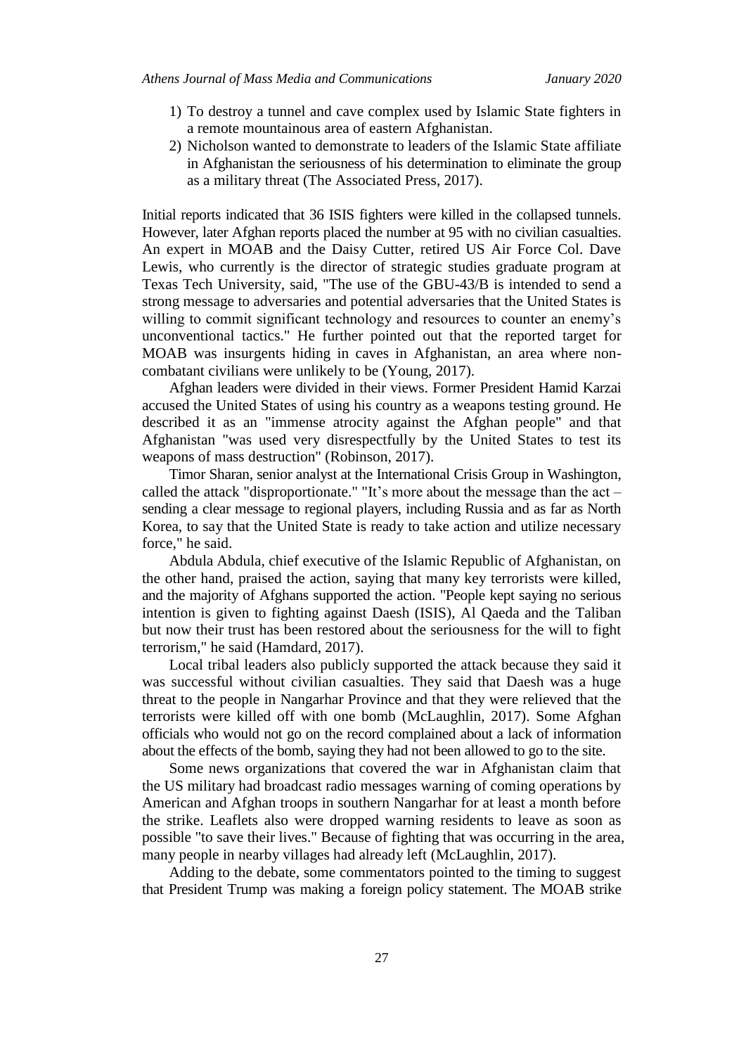1) To destroy a tunnel and cave complex used by Islamic State fighters in a remote mountainous area of eastern Afghanistan.
2) Nicholson wanted to demonstrate to leaders of the Islamic State affiliate in Afghanistan the seriousness of his determination to eliminate the group as a military threat (The Associated Press, 2017).

Initial reports indicated that 36 ISIS fighters were killed in the collapsed tunnels. However, later Afghan reports placed the number at 95 with no civilian casualties. An expert in MOAB and the Daisy Cutter, retired US Air Force Col. Dave Lewis, who currently is the director of strategic studies graduate program at Texas Tech University, said, "The use of the GBU-43/B is intended to send a strong message to adversaries and potential adversaries that the United States is willing to commit significant technology and resources to counter an enemy's unconventional tactics." He further pointed out that the reported target for MOAB was insurgents hiding in caves in Afghanistan, an area where non-combatant civilians were unlikely to be (Young, 2017).

Afghan leaders were divided in their views. Former President Hamid Karzai accused the United States of using his country as a weapons testing ground. He described it as an "immense atrocity against the Afghan people" and that Afghanistan "was used very disrespectfully by the United States to test its weapons of mass destruction" (Robinson, 2017).

Timor Sharan, senior analyst at the International Crisis Group in Washington, called the attack "disproportionate." "It's more about the message than the act – sending a clear message to regional players, including Russia and as far as North Korea, to say that the United State is ready to take action and utilize necessary force," he said.

Abdula Abdula, chief executive of the Islamic Republic of Afghanistan, on the other hand, praised the action, saying that many key terrorists were killed, and the majority of Afghans supported the action. "People kept saying no serious intention is given to fighting against Daesh (ISIS), Al Qaeda and the Taliban but now their trust has been restored about the seriousness for the will to fight terrorism," he said (Hamdard, 2017).

Local tribal leaders also publicly supported the attack because they said it was successful without civilian casualties. They said that Daesh was a huge threat to the people in Nangarhar Province and that they were relieved that the terrorists were killed off with one bomb (McLaughlin, 2017). Some Afghan officials who would not go on the record complained about a lack of information about the effects of the bomb, saying they had not been allowed to go to the site.

Some news organizations that covered the war in Afghanistan claim that the US military had broadcast radio messages warning of coming operations by American and Afghan troops in southern Nangarhar for at least a month before the strike. Leaflets also were dropped warning residents to leave as soon as possible "to save their lives." Because of fighting that was occurring in the area, many people in nearby villages had already left (McLaughlin, 2017).

Adding to the debate, some commentators pointed to the timing to suggest that President Trump was making a foreign policy statement. The MOAB strike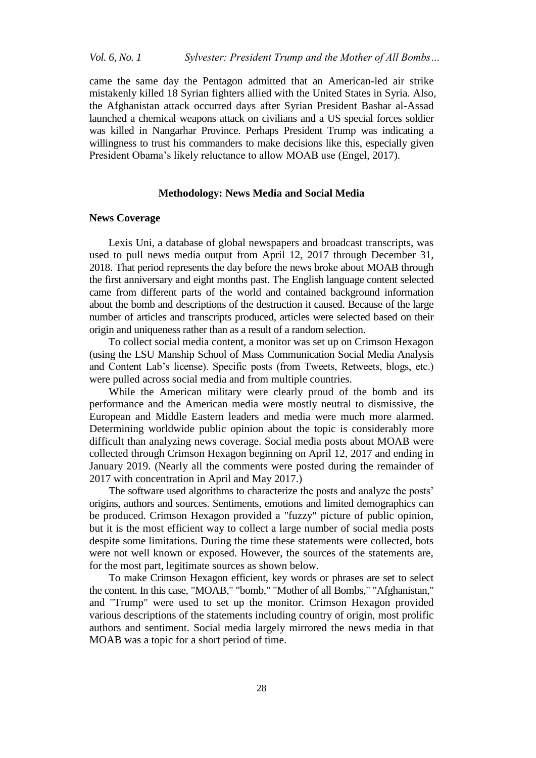came the same day the Pentagon admitted that an American-led air strike mistakenly killed 18 Syrian fighters allied with the United States in Syria. Also, the Afghanistan attack occurred days after Syrian President Bashar al-Assad launched a chemical weapons attack on civilians and a US special forces soldier was killed in Nangarhar Province. Perhaps President Trump was indicating a willingness to trust his commanders to make decisions like this, especially given President Obama's likely reluctance to allow MOAB use (Engel, 2017).

## Methodology: News Media and Social Media

### News Coverage

Lexis Uni, a database of global newspapers and broadcast transcripts, was used to pull news media output from April 12, 2017 through December 31, 2018. That period represents the day before the news broke about MOAB through the first anniversary and eight months past. The English language content selected came from different parts of the world and contained background information about the bomb and descriptions of the destruction it caused. Because of the large number of articles and transcripts produced, articles were selected based on their origin and uniqueness rather than as a result of a random selection.

To collect social media content, a monitor was set up on Crimson Hexagon (using the LSU Manship School of Mass Communication Social Media Analysis and Content Lab's license). Specific posts (from Tweets, Retweets, blogs, etc.) were pulled across social media and from multiple countries.

While the American military were clearly proud of the bomb and its performance and the American media were mostly neutral to dismissive, the European and Middle Eastern leaders and media were much more alarmed. Determining worldwide public opinion about the topic is considerably more difficult than analyzing news coverage. Social media posts about MOAB were collected through Crimson Hexagon beginning on April 12, 2017 and ending in January 2019. (Nearly all the comments were posted during the remainder of 2017 with concentration in April and May 2017.)

The software used algorithms to characterize the posts and analyze the posts' origins, authors and sources. Sentiments, emotions and limited demographics can be produced. Crimson Hexagon provided a "fuzzy" picture of public opinion, but it is the most efficient way to collect a large number of social media posts despite some limitations. During the time these statements were collected, bots were not well known or exposed. However, the sources of the statements are, for the most part, legitimate sources as shown below.

To make Crimson Hexagon efficient, key words or phrases are set to select the content. In this case, "MOAB," "bomb," "Mother of all Bombs," "Afghanistan," and "Trump" were used to set up the monitor. Crimson Hexagon provided various descriptions of the statements including country of origin, most prolific authors and sentiment. Social media largely mirrored the news media in that MOAB was a topic for a short period of time.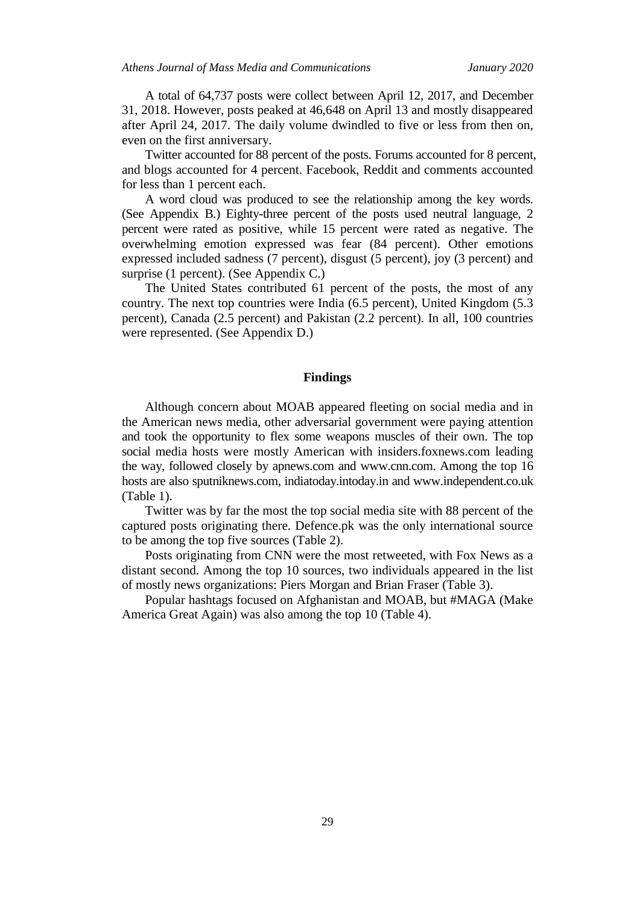A total of 64,737 posts were collect between April 12, 2017, and December 31, 2018. However, posts peaked at 46,648 on April 13 and mostly disappeared after April 24, 2017. The daily volume dwindled to five or less from then on, even on the first anniversary.

Twitter accounted for 88 percent of the posts. Forums accounted for 8 percent, and blogs accounted for 4 percent. Facebook, Reddit and comments accounted for less than 1 percent each.

A word cloud was produced to see the relationship among the key words. (See Appendix B.) Eighty-three percent of the posts used neutral language, 2 percent were rated as positive, while 15 percent were rated as negative. The overwhelming emotion expressed was fear (84 percent). Other emotions expressed included sadness (7 percent), disgust (5 percent), joy (3 percent) and surprise (1 percent). (See Appendix C.)

The United States contributed 61 percent of the posts, the most of any country. The next top countries were India (6.5 percent), United Kingdom (5.3 percent), Canada (2.5 percent) and Pakistan (2.2 percent). In all, 100 countries were represented. (See Appendix D.)

## Findings

Although concern about MOAB appeared fleeting on social media and in the American news media, other adversarial government were paying attention and took the opportunity to flex some weapons muscles of their own. The top social media hosts were mostly American with insiders.foxnews.com leading the way, followed closely by apnews.com and www.cnn.com. Among the top 16 hosts are also sputniknews.com, indiatoday.intoday.in and www.independent.co.uk (Table 1).

Twitter was by far the most the top social media site with 88 percent of the captured posts originating there. Defence.pk was the only international source to be among the top five sources (Table 2).

Posts originating from CNN were the most retweeted, with Fox News as a distant second. Among the top 10 sources, two individuals appeared in the list of mostly news organizations: Piers Morgan and Brian Fraser (Table 3).

Popular hashtags focused on Afghanistan and MOAB, but #MAGA (Make America Great Again) was also among the top 10 (Table 4).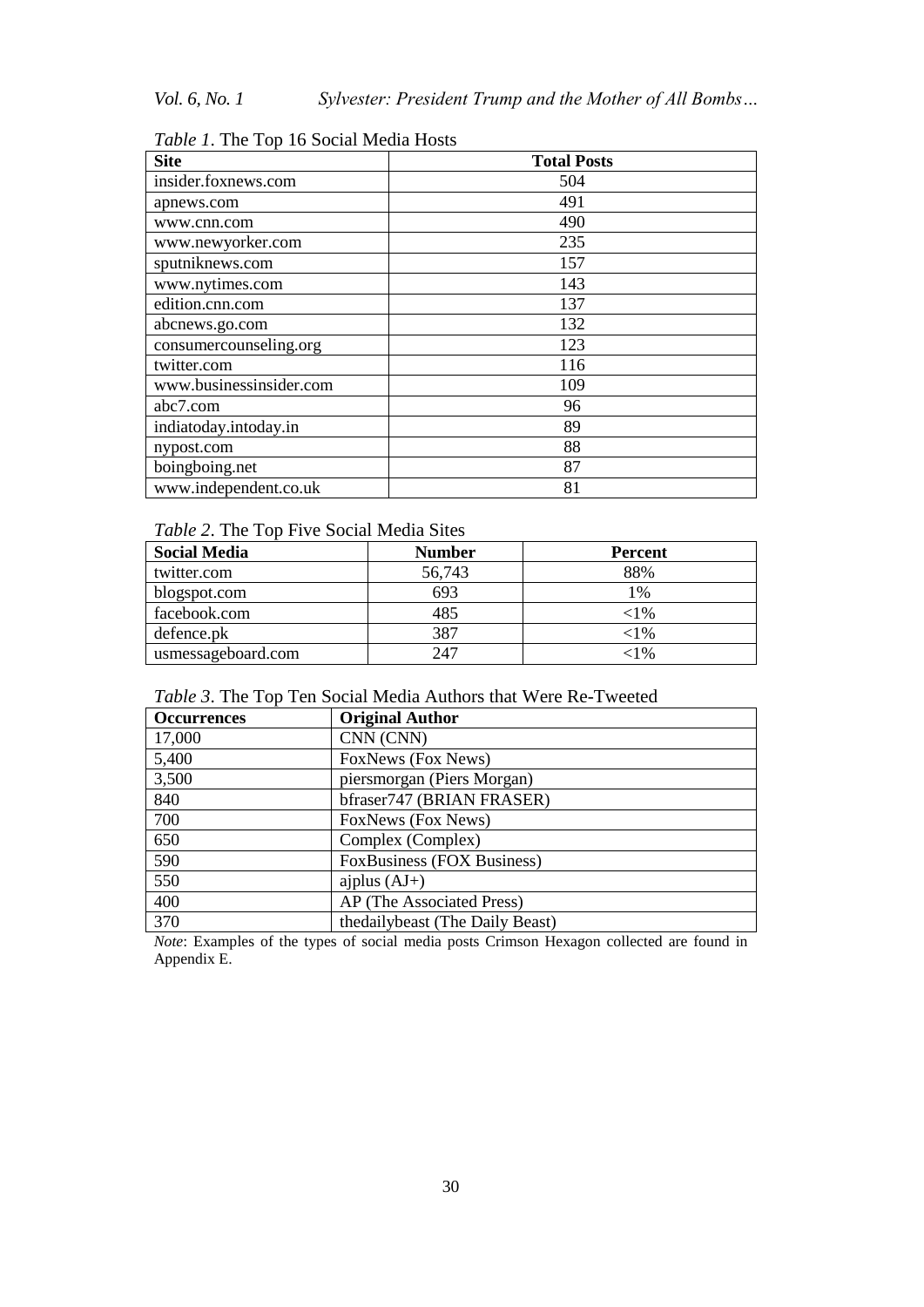*Table 1*. The Top 16 Social Media Hosts

| Site | Total Posts |
|---|---|
| insider.foxnews.com | 504 |
| apnews.com | 491 |
| www.cnn.com | 490 |
| www.newyorker.com | 235 |
| sputniknews.com | 157 |
| www.nytimes.com | 143 |
| edition.cnn.com | 137 |
| abcnews.go.com | 132 |
| consumercounseling.org | 123 |
| twitter.com | 116 |
| www.businessinsider.com | 109 |
| abc7.com | 96 |
| indiatoday.intoday.in | 89 |
| nypost.com | 88 |
| boingboing.net | 87 |
| www.independent.co.uk | 81 |

*Table 2*. The Top Five Social Media Sites

| Social Media | Number | Percent |
|---|---|---|
| twitter.com | 56,743 | 88% |
| blogspot.com | 693 | 1% |
| facebook.com | 485 | <1% |
| defence.pk | 387 | <1% |
| usmessageboard.com | 247 | <1% |

*Table 3*. The Top Ten Social Media Authors that Were Re-Tweeted

| Occurrences | Original Author |
|---|---|
| 17,000 | CNN (CNN) |
| 5,400 | FoxNews (Fox News) |
| 3,500 | piersmorgan (Piers Morgan) |
| 840 | bfraser747 (BRIAN FRASER) |
| 700 | FoxNews (Fox News) |
| 650 | Complex (Complex) |
| 590 | FoxBusiness (FOX Business) |
| 550 | ajplus (AJ+) |
| 400 | AP (The Associated Press) |
| 370 | thedailybeast (The Daily Beast) |

*Note*: Examples of the types of social media posts Crimson Hexagon collected are found in Appendix E.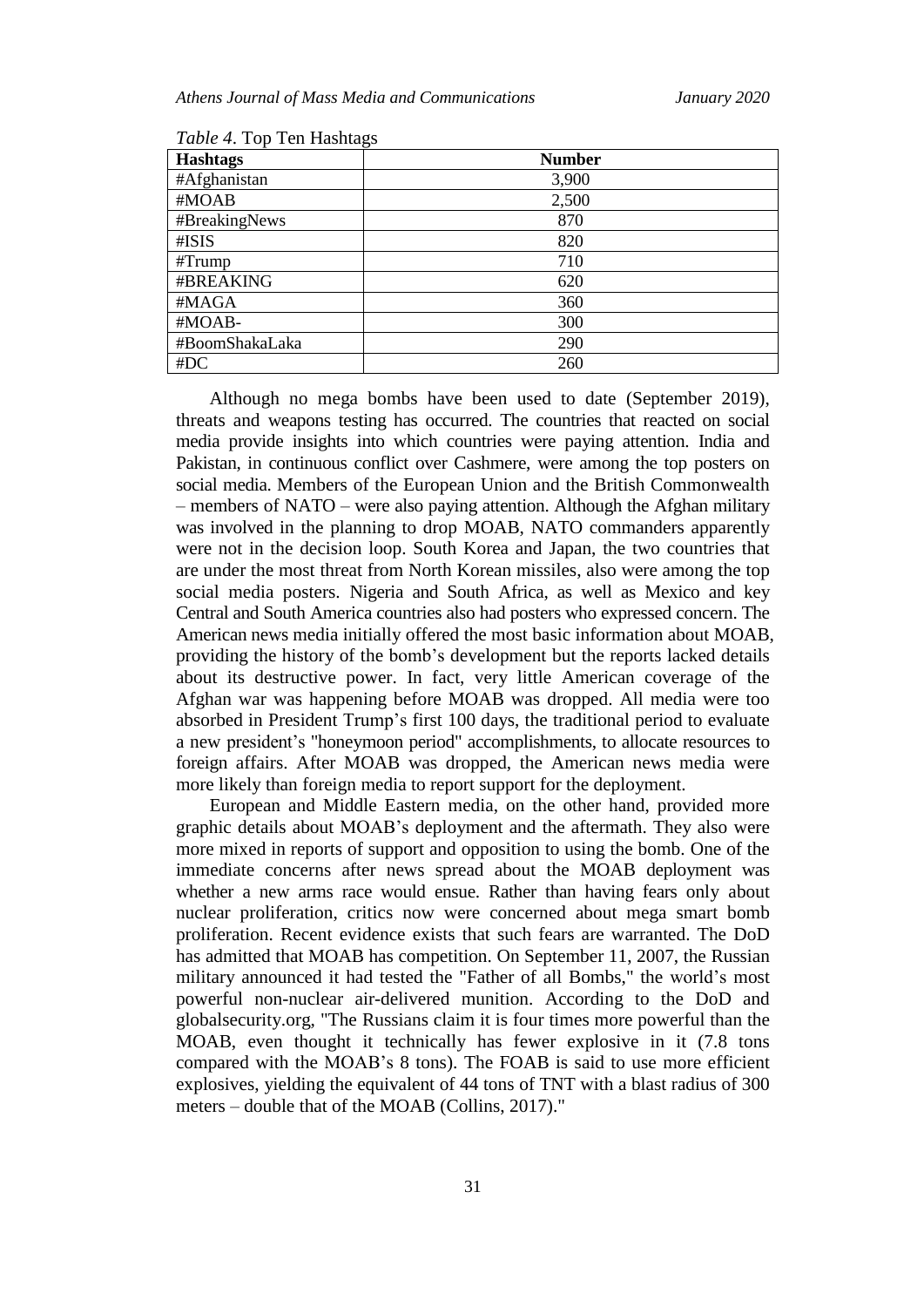*Table 4.* Top Ten Hashtags

| Hashtags | Number |
|---|---|
| #Afghanistan | 3,900 |
| #MOAB | 2,500 |
| #BreakingNews | 870 |
| #ISIS | 820 |
| #Trump | 710 |
| #BREAKING | 620 |
| #MAGA | 360 |
| #MOAB- | 300 |
| #BoomShakaLaka | 290 |
| #DC | 260 |

Although no mega bombs have been used to date (September 2019), threats and weapons testing has occurred. The countries that reacted on social media provide insights into which countries were paying attention. India and Pakistan, in continuous conflict over Cashmere, were among the top posters on social media. Members of the European Union and the British Commonwealth – members of NATO – were also paying attention. Although the Afghan military was involved in the planning to drop MOAB, NATO commanders apparently were not in the decision loop. South Korea and Japan, the two countries that are under the most threat from North Korean missiles, also were among the top social media posters. Nigeria and South Africa, as well as Mexico and key Central and South America countries also had posters who expressed concern. The American news media initially offered the most basic information about MOAB, providing the history of the bomb's development but the reports lacked details about its destructive power. In fact, very little American coverage of the Afghan war was happening before MOAB was dropped. All media were too absorbed in President Trump's first 100 days, the traditional period to evaluate a new president's "honeymoon period" accomplishments, to allocate resources to foreign affairs. After MOAB was dropped, the American news media were more likely than foreign media to report support for the deployment.

European and Middle Eastern media, on the other hand, provided more graphic details about MOAB's deployment and the aftermath. They also were more mixed in reports of support and opposition to using the bomb. One of the immediate concerns after news spread about the MOAB deployment was whether a new arms race would ensue. Rather than having fears only about nuclear proliferation, critics now were concerned about mega smart bomb proliferation. Recent evidence exists that such fears are warranted. The DoD has admitted that MOAB has competition. On September 11, 2007, the Russian military announced it had tested the "Father of all Bombs," the world's most powerful non-nuclear air-delivered munition. According to the DoD and globalsecurity.org, "The Russians claim it is four times more powerful than the MOAB, even thought it technically has fewer explosive in it (7.8 tons compared with the MOAB's 8 tons). The FOAB is said to use more efficient explosives, yielding the equivalent of 44 tons of TNT with a blast radius of 300 meters – double that of the MOAB (Collins, 2017)."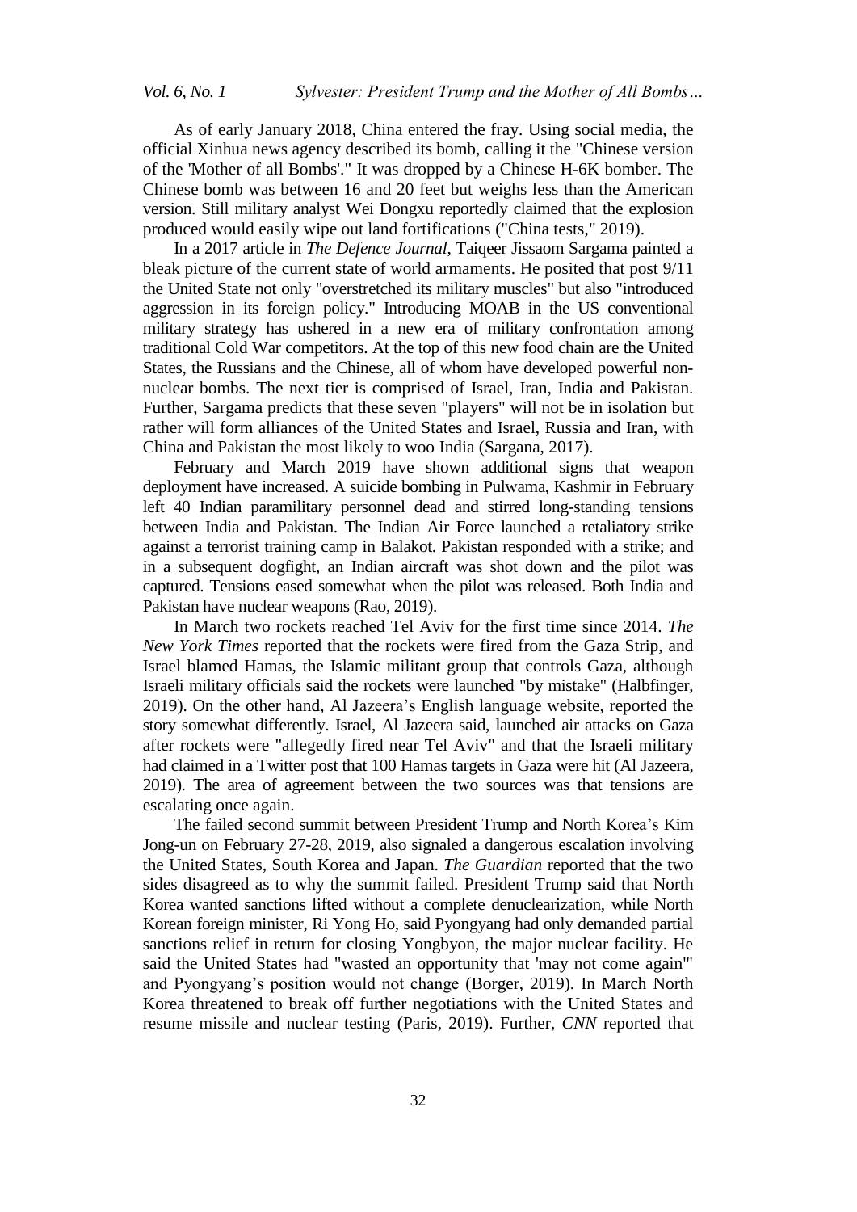As of early January 2018, China entered the fray. Using social media, the official Xinhua news agency described its bomb, calling it the "Chinese version of the 'Mother of all Bombs'." It was dropped by a Chinese H-6K bomber. The Chinese bomb was between 16 and 20 feet but weighs less than the American version. Still military analyst Wei Dongxu reportedly claimed that the explosion produced would easily wipe out land fortifications ("China tests," 2019).

In a 2017 article in *The Defence Journal*, Taiqeer Jissaom Sargama painted a bleak picture of the current state of world armaments. He posited that post 9/11 the United State not only "overstretched its military muscles" but also "introduced aggression in its foreign policy." Introducing MOAB in the US conventional military strategy has ushered in a new era of military confrontation among traditional Cold War competitors. At the top of this new food chain are the United States, the Russians and the Chinese, all of whom have developed powerful non-nuclear bombs. The next tier is comprised of Israel, Iran, India and Pakistan. Further, Sargama predicts that these seven "players" will not be in isolation but rather will form alliances of the United States and Israel, Russia and Iran, with China and Pakistan the most likely to woo India (Sargana, 2017).

February and March 2019 have shown additional signs that weapon deployment have increased. A suicide bombing in Pulwama, Kashmir in February left 40 Indian paramilitary personnel dead and stirred long-standing tensions between India and Pakistan. The Indian Air Force launched a retaliatory strike against a terrorist training camp in Balakot. Pakistan responded with a strike; and in a subsequent dogfight, an Indian aircraft was shot down and the pilot was captured. Tensions eased somewhat when the pilot was released. Both India and Pakistan have nuclear weapons (Rao, 2019).

In March two rockets reached Tel Aviv for the first time since 2014. *The New York Times* reported that the rockets were fired from the Gaza Strip, and Israel blamed Hamas, the Islamic militant group that controls Gaza, although Israeli military officials said the rockets were launched "by mistake" (Halbfinger, 2019). On the other hand, Al Jazeera's English language website, reported the story somewhat differently. Israel, Al Jazeera said, launched air attacks on Gaza after rockets were "allegedly fired near Tel Aviv" and that the Israeli military had claimed in a Twitter post that 100 Hamas targets in Gaza were hit (Al Jazeera, 2019). The area of agreement between the two sources was that tensions are escalating once again.

The failed second summit between President Trump and North Korea's Kim Jong-un on February 27-28, 2019, also signaled a dangerous escalation involving the United States, South Korea and Japan. *The Guardian* reported that the two sides disagreed as to why the summit failed. President Trump said that North Korea wanted sanctions lifted without a complete denuclearization, while North Korean foreign minister, Ri Yong Ho, said Pyongyang had only demanded partial sanctions relief in return for closing Yongbyon, the major nuclear facility. He said the United States had "wasted an opportunity that 'may not come again'" and Pyongyang's position would not change (Borger, 2019). In March North Korea threatened to break off further negotiations with the United States and resume missile and nuclear testing (Paris, 2019). Further, *CNN* reported that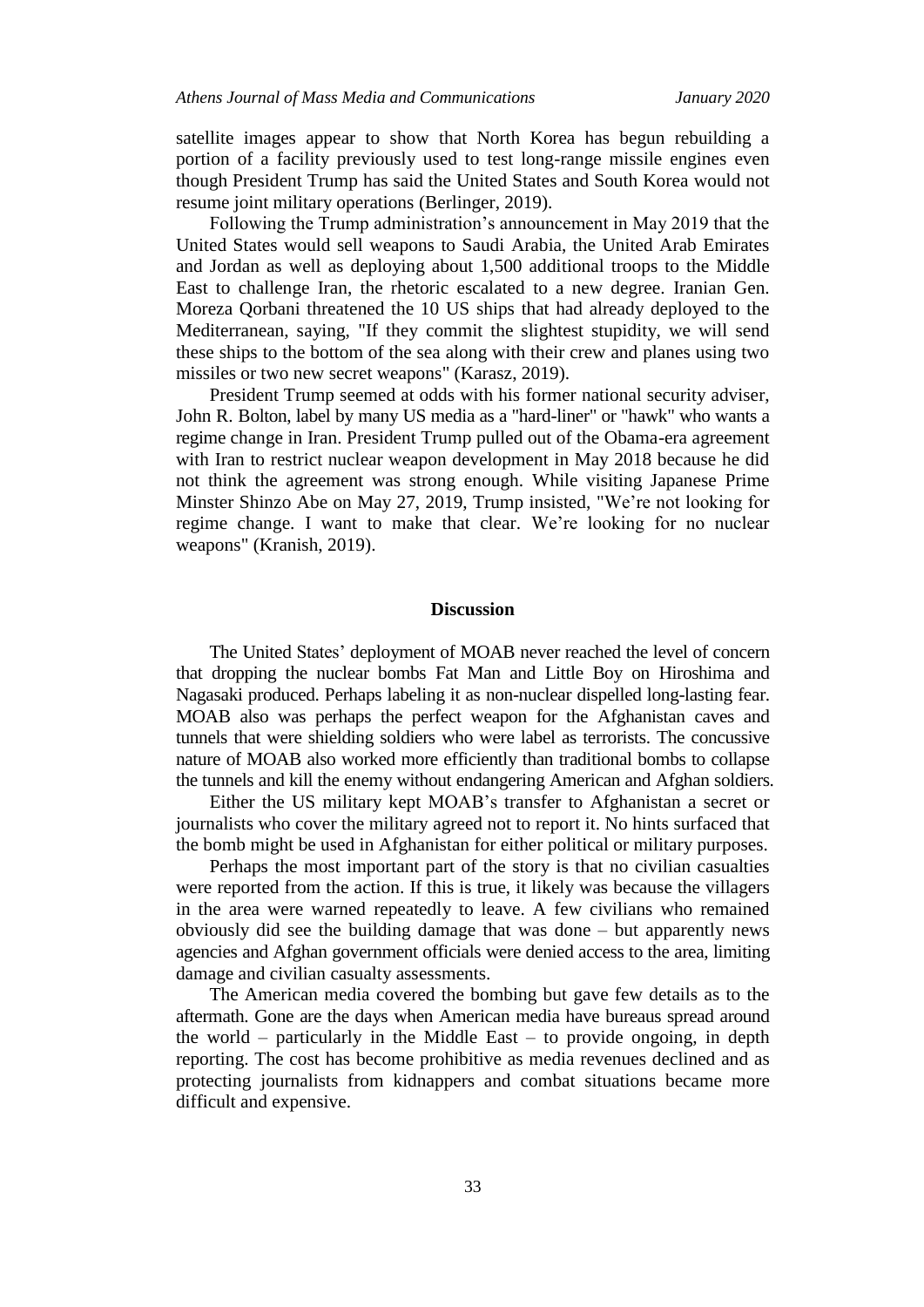satellite images appear to show that North Korea has begun rebuilding a portion of a facility previously used to test long-range missile engines even though President Trump has said the United States and South Korea would not resume joint military operations (Berlinger, 2019).

Following the Trump administration's announcement in May 2019 that the United States would sell weapons to Saudi Arabia, the United Arab Emirates and Jordan as well as deploying about 1,500 additional troops to the Middle East to challenge Iran, the rhetoric escalated to a new degree. Iranian Gen. Moreza Qorbani threatened the 10 US ships that had already deployed to the Mediterranean, saying, "If they commit the slightest stupidity, we will send these ships to the bottom of the sea along with their crew and planes using two missiles or two new secret weapons" (Karasz, 2019).

President Trump seemed at odds with his former national security adviser, John R. Bolton, label by many US media as a "hard-liner" or "hawk" who wants a regime change in Iran. President Trump pulled out of the Obama-era agreement with Iran to restrict nuclear weapon development in May 2018 because he did not think the agreement was strong enough. While visiting Japanese Prime Minster Shinzo Abe on May 27, 2019, Trump insisted, "We're not looking for regime change. I want to make that clear. We're looking for no nuclear weapons" (Kranish, 2019).

## Discussion

The United States' deployment of MOAB never reached the level of concern that dropping the nuclear bombs Fat Man and Little Boy on Hiroshima and Nagasaki produced. Perhaps labeling it as non-nuclear dispelled long-lasting fear. MOAB also was perhaps the perfect weapon for the Afghanistan caves and tunnels that were shielding soldiers who were label as terrorists. The concussive nature of MOAB also worked more efficiently than traditional bombs to collapse the tunnels and kill the enemy without endangering American and Afghan soldiers.

Either the US military kept MOAB's transfer to Afghanistan a secret or journalists who cover the military agreed not to report it. No hints surfaced that the bomb might be used in Afghanistan for either political or military purposes.

Perhaps the most important part of the story is that no civilian casualties were reported from the action. If this is true, it likely was because the villagers in the area were warned repeatedly to leave. A few civilians who remained obviously did see the building damage that was done – but apparently news agencies and Afghan government officials were denied access to the area, limiting damage and civilian casualty assessments.

The American media covered the bombing but gave few details as to the aftermath. Gone are the days when American media have bureaus spread around the world – particularly in the Middle East – to provide ongoing, in depth reporting. The cost has become prohibitive as media revenues declined and as protecting journalists from kidnappers and combat situations became more difficult and expensive.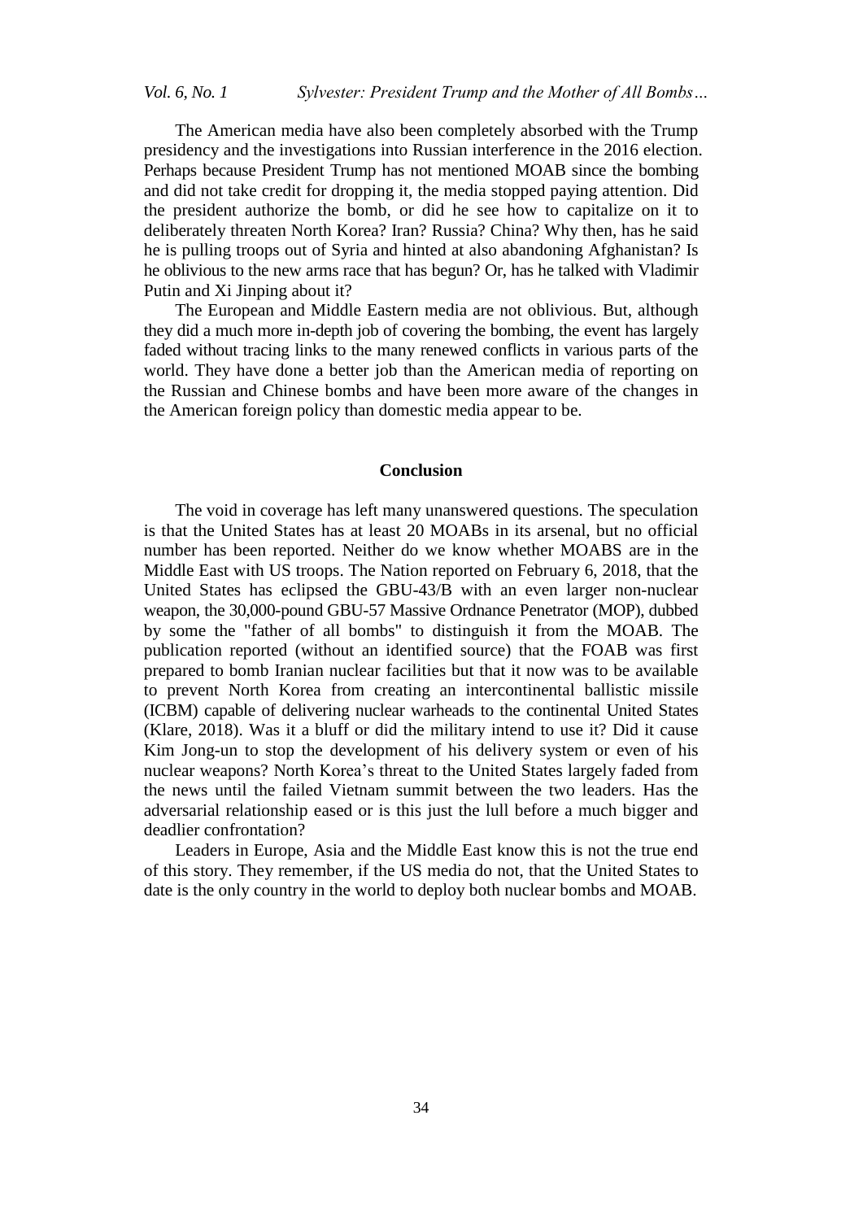The American media have also been completely absorbed with the Trump presidency and the investigations into Russian interference in the 2016 election. Perhaps because President Trump has not mentioned MOAB since the bombing and did not take credit for dropping it, the media stopped paying attention. Did the president authorize the bomb, or did he see how to capitalize on it to deliberately threaten North Korea? Iran? Russia? China? Why then, has he said he is pulling troops out of Syria and hinted at also abandoning Afghanistan? Is he oblivious to the new arms race that has begun? Or, has he talked with Vladimir Putin and Xi Jinping about it?

The European and Middle Eastern media are not oblivious. But, although they did a much more in-depth job of covering the bombing, the event has largely faded without tracing links to the many renewed conflicts in various parts of the world. They have done a better job than the American media of reporting on the Russian and Chinese bombs and have been more aware of the changes in the American foreign policy than domestic media appear to be.

## Conclusion

The void in coverage has left many unanswered questions. The speculation is that the United States has at least 20 MOABs in its arsenal, but no official number has been reported. Neither do we know whether MOABS are in the Middle East with US troops. The Nation reported on February 6, 2018, that the United States has eclipsed the GBU-43/B with an even larger non-nuclear weapon, the 30,000-pound GBU-57 Massive Ordnance Penetrator (MOP), dubbed by some the "father of all bombs" to distinguish it from the MOAB. The publication reported (without an identified source) that the FOAB was first prepared to bomb Iranian nuclear facilities but that it now was to be available to prevent North Korea from creating an intercontinental ballistic missile (ICBM) capable of delivering nuclear warheads to the continental United States (Klare, 2018). Was it a bluff or did the military intend to use it? Did it cause Kim Jong-un to stop the development of his delivery system or even of his nuclear weapons? North Korea's threat to the United States largely faded from the news until the failed Vietnam summit between the two leaders. Has the adversarial relationship eased or is this just the lull before a much bigger and deadlier confrontation?

Leaders in Europe, Asia and the Middle East know this is not the true end of this story. They remember, if the US media do not, that the United States to date is the only country in the world to deploy both nuclear bombs and MOAB.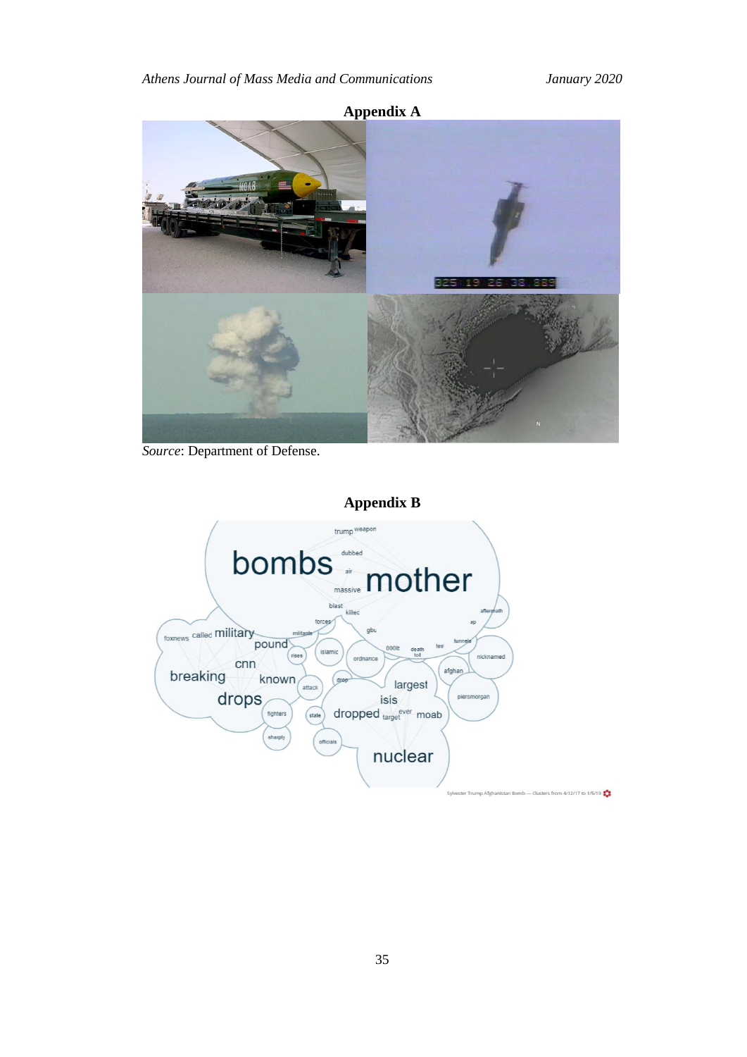## Appendix A

*Source*: Department of Defense.

## Appendix B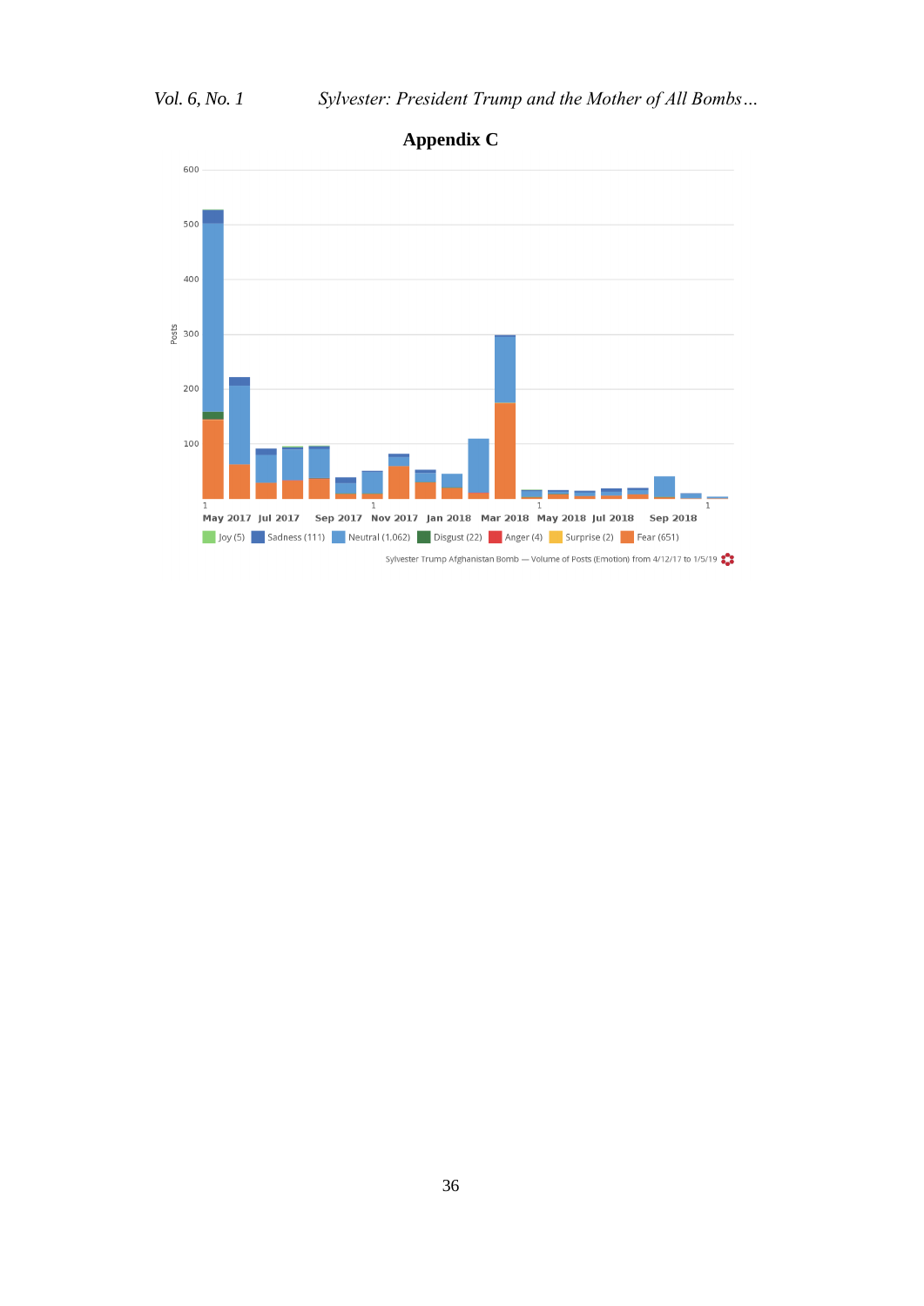# Appendix C

600

500

400

300

Posts

200

100

1 May 2017 Jul 2017 Sep 2017 1 Nov 2017 Jan 2018 Mar 2018 1 May 2018 Jul 2018 Sep 2018 1

Joy (5) Sadness (111) Neutral (1,062) Disgust (22) Anger (4) Surprise (2) Fear (651)

Sylvester Trump Afghanistan Bomb — Volume of Posts (Emotion) from 4/12/17 to 1/5/19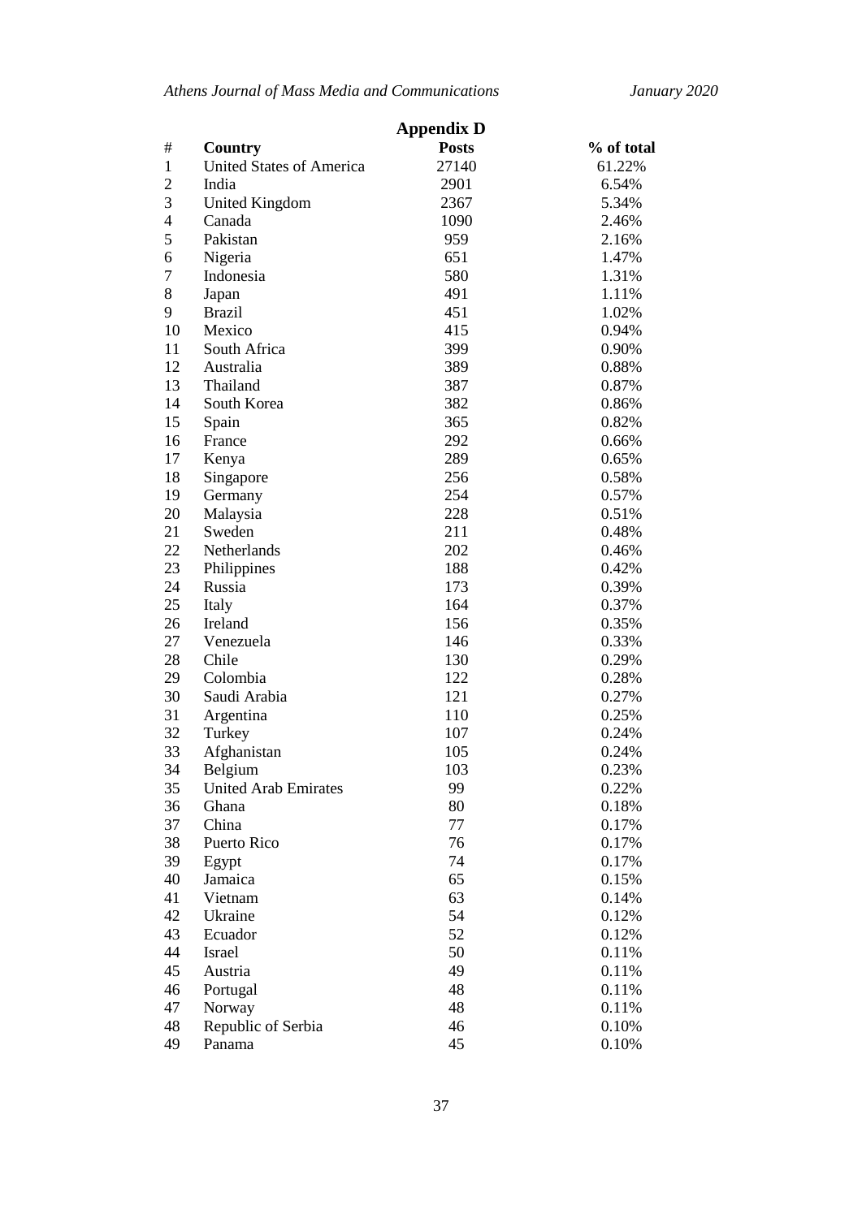## Appendix D

| # | Country | Posts | % of total |
|---|---|---|---|
| 1 | United States of America | 27140 | 61.22% |
| 2 | India | 2901 | 6.54% |
| 3 | United Kingdom | 2367 | 5.34% |
| 4 | Canada | 1090 | 2.46% |
| 5 | Pakistan | 959 | 2.16% |
| 6 | Nigeria | 651 | 1.47% |
| 7 | Indonesia | 580 | 1.31% |
| 8 | Japan | 491 | 1.11% |
| 9 | Brazil | 451 | 1.02% |
| 10 | Mexico | 415 | 0.94% |
| 11 | South Africa | 399 | 0.90% |
| 12 | Australia | 389 | 0.88% |
| 13 | Thailand | 387 | 0.87% |
| 14 | South Korea | 382 | 0.86% |
| 15 | Spain | 365 | 0.82% |
| 16 | France | 292 | 0.66% |
| 17 | Kenya | 289 | 0.65% |
| 18 | Singapore | 256 | 0.58% |
| 19 | Germany | 254 | 0.57% |
| 20 | Malaysia | 228 | 0.51% |
| 21 | Sweden | 211 | 0.48% |
| 22 | Netherlands | 202 | 0.46% |
| 23 | Philippines | 188 | 0.42% |
| 24 | Russia | 173 | 0.39% |
| 25 | Italy | 164 | 0.37% |
| 26 | Ireland | 156 | 0.35% |
| 27 | Venezuela | 146 | 0.33% |
| 28 | Chile | 130 | 0.29% |
| 29 | Colombia | 122 | 0.28% |
| 30 | Saudi Arabia | 121 | 0.27% |
| 31 | Argentina | 110 | 0.25% |
| 32 | Turkey | 107 | 0.24% |
| 33 | Afghanistan | 105 | 0.24% |
| 34 | Belgium | 103 | 0.23% |
| 35 | United Arab Emirates | 99 | 0.22% |
| 36 | Ghana | 80 | 0.18% |
| 37 | China | 77 | 0.17% |
| 38 | Puerto Rico | 76 | 0.17% |
| 39 | Egypt | 74 | 0.17% |
| 40 | Jamaica | 65 | 0.15% |
| 41 | Vietnam | 63 | 0.14% |
| 42 | Ukraine | 54 | 0.12% |
| 43 | Ecuador | 52 | 0.12% |
| 44 | Israel | 50 | 0.11% |
| 45 | Austria | 49 | 0.11% |
| 46 | Portugal | 48 | 0.11% |
| 47 | Norway | 48 | 0.11% |
| 48 | Republic of Serbia | 46 | 0.10% |
| 49 | Panama | 45 | 0.10% |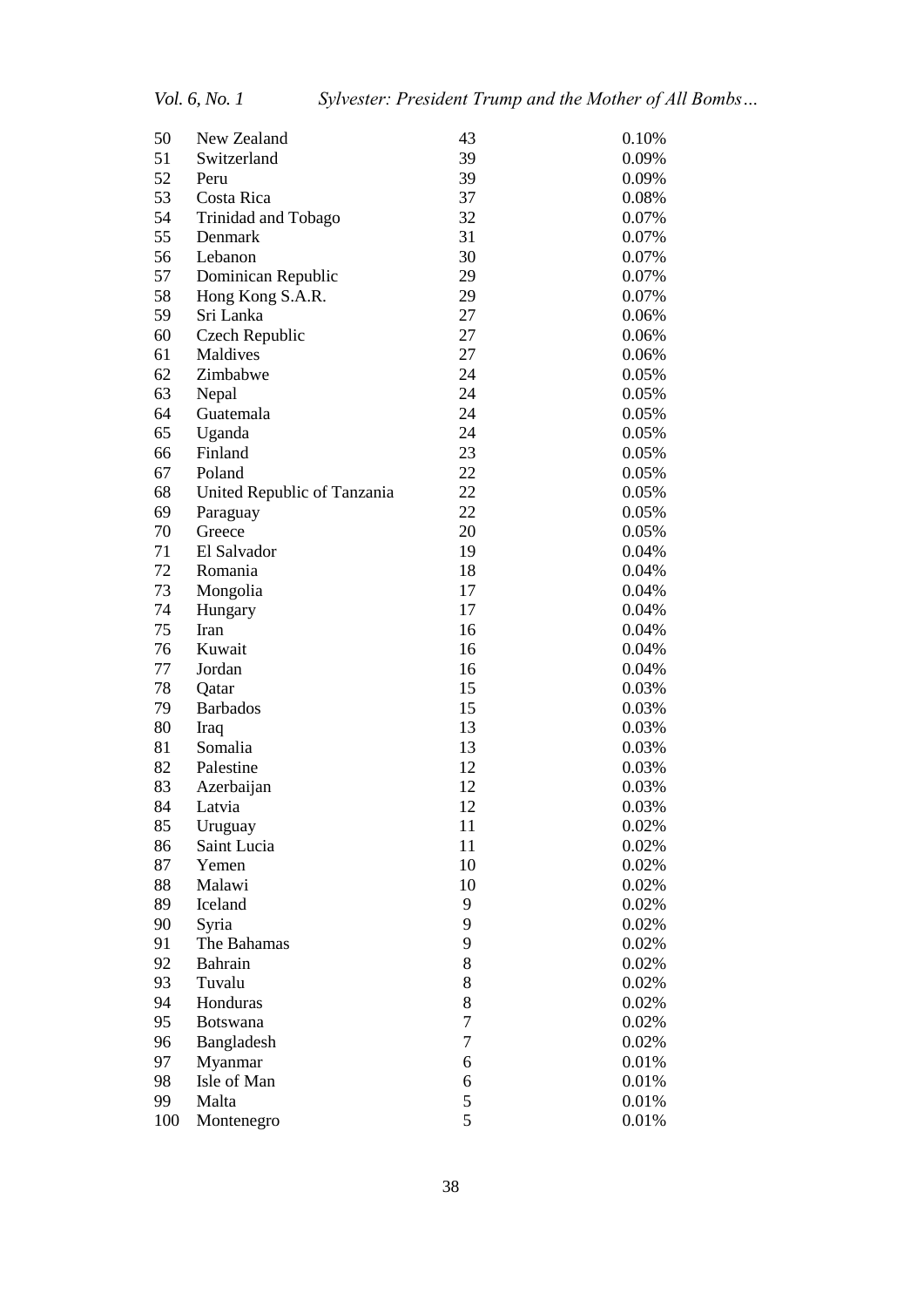| | | | |
|---|---|---|---|
| 50 | New Zealand | 43 | 0.10% |
| 51 | Switzerland | 39 | 0.09% |
| 52 | Peru | 39 | 0.09% |
| 53 | Costa Rica | 37 | 0.08% |
| 54 | Trinidad and Tobago | 32 | 0.07% |
| 55 | Denmark | 31 | 0.07% |
| 56 | Lebanon | 30 | 0.07% |
| 57 | Dominican Republic | 29 | 0.07% |
| 58 | Hong Kong S.A.R. | 29 | 0.07% |
| 59 | Sri Lanka | 27 | 0.06% |
| 60 | Czech Republic | 27 | 0.06% |
| 61 | Maldives | 27 | 0.06% |
| 62 | Zimbabwe | 24 | 0.05% |
| 63 | Nepal | 24 | 0.05% |
| 64 | Guatemala | 24 | 0.05% |
| 65 | Uganda | 24 | 0.05% |
| 66 | Finland | 23 | 0.05% |
| 67 | Poland | 22 | 0.05% |
| 68 | United Republic of Tanzania | 22 | 0.05% |
| 69 | Paraguay | 22 | 0.05% |
| 70 | Greece | 20 | 0.05% |
| 71 | El Salvador | 19 | 0.04% |
| 72 | Romania | 18 | 0.04% |
| 73 | Mongolia | 17 | 0.04% |
| 74 | Hungary | 17 | 0.04% |
| 75 | Iran | 16 | 0.04% |
| 76 | Kuwait | 16 | 0.04% |
| 77 | Jordan | 16 | 0.04% |
| 78 | Qatar | 15 | 0.03% |
| 79 | Barbados | 15 | 0.03% |
| 80 | Iraq | 13 | 0.03% |
| 81 | Somalia | 13 | 0.03% |
| 82 | Palestine | 12 | 0.03% |
| 83 | Azerbaijan | 12 | 0.03% |
| 84 | Latvia | 12 | 0.03% |
| 85 | Uruguay | 11 | 0.02% |
| 86 | Saint Lucia | 11 | 0.02% |
| 87 | Yemen | 10 | 0.02% |
| 88 | Malawi | 10 | 0.02% |
| 89 | Iceland | 9 | 0.02% |
| 90 | Syria | 9 | 0.02% |
| 91 | The Bahamas | 9 | 0.02% |
| 92 | Bahrain | 8 | 0.02% |
| 93 | Tuvalu | 8 | 0.02% |
| 94 | Honduras | 8 | 0.02% |
| 95 | Botswana | 7 | 0.02% |
| 96 | Bangladesh | 7 | 0.02% |
| 97 | Myanmar | 6 | 0.01% |
| 98 | Isle of Man | 6 | 0.01% |
| 99 | Malta | 5 | 0.01% |
| 100 | Montenegro | 5 | 0.01% |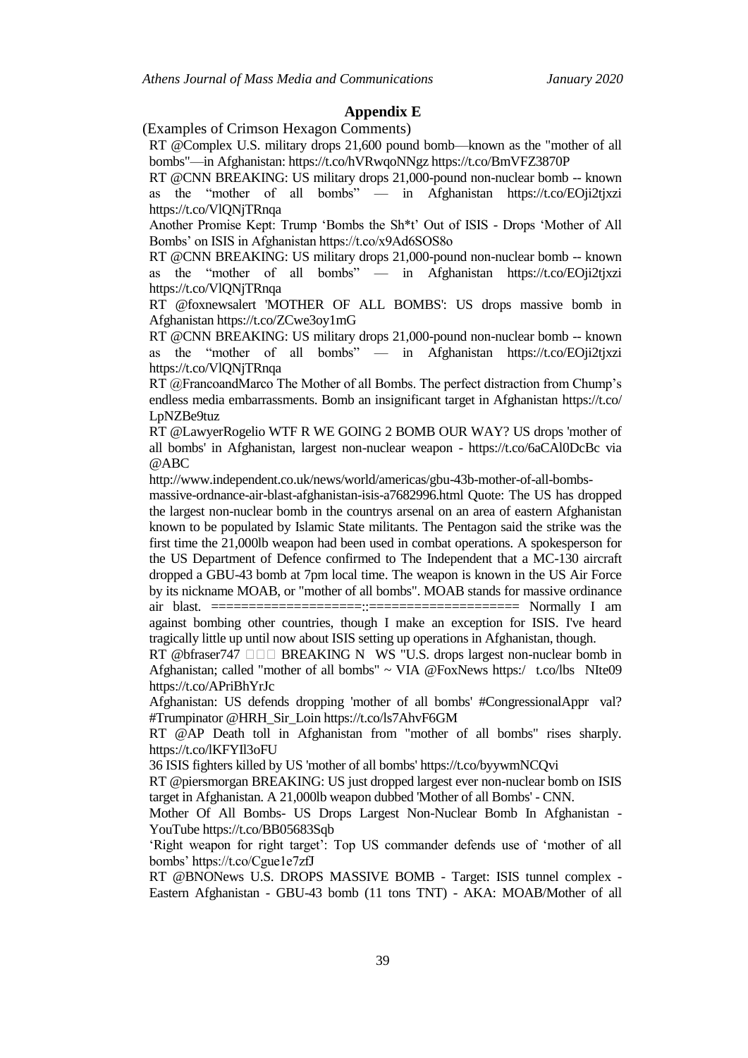## Appendix E

(Examples of Crimson Hexagon Comments)

RT @Complex U.S. military drops 21,600 pound bomb—known as the "mother of all bombs"—in Afghanistan: https://t.co/hVRwqoNNgz https://t.co/BmVFZ3870P

RT @CNN BREAKING: US military drops 21,000-pound non-nuclear bomb -- known as the "mother of all bombs" — in Afghanistan https://t.co/EOji2tjxzi https://t.co/VlQNjTRnqa

Another Promise Kept: Trump 'Bombs the Sh*t' Out of ISIS - Drops 'Mother of All Bombs' on ISIS in Afghanistan https://t.co/x9Ad6SOS8o

RT @CNN BREAKING: US military drops 21,000-pound non-nuclear bomb -- known as the "mother of all bombs" — in Afghanistan https://t.co/EOji2tjxzi https://t.co/VlQNjTRnqa

RT @foxnewsalert 'MOTHER OF ALL BOMBS': US drops massive bomb in Afghanistan https://t.co/ZCwe3oy1mG

RT @CNN BREAKING: US military drops 21,000-pound non-nuclear bomb -- known as the "mother of all bombs" — in Afghanistan https://t.co/EOji2tjxzi https://t.co/VlQNjTRnqa

RT @FrancoandMarco The Mother of all Bombs. The perfect distraction from Chump's endless media embarrassments. Bomb an insignificant target in Afghanistan https://t.co/LpNZBe9tuz

RT @LawyerRogelio WTF R WE GOING 2 BOMB OUR WAY? US drops 'mother of all bombs' in Afghanistan, largest non-nuclear weapon - https://t.co/6aCAl0DcBc via @ABC

http://www.independent.co.uk/news/world/americas/gbu-43b-mother-of-all-bombs-massive-ordnance-air-blast-afghanistan-isis-a7682996.html Quote: The US has dropped the largest non-nuclear bomb in the countrys arsenal on an area of eastern Afghanistan known to be populated by Islamic State militants. The Pentagon said the strike was the first time the 21,000lb weapon had been used in combat operations. A spokesperson for the US Department of Defence confirmed to The Independent that a MC-130 aircraft dropped a GBU-43 bomb at 7pm local time. The weapon is known in the US Air Force by its nickname MOAB, or "mother of all bombs". MOAB stands for massive ordinance air blast. ====================::==================== Normally I am against bombing other countries, though I make an exception for ISIS. I've heard tragically little up until now about ISIS setting up operations in Afghanistan, though.

RT @bfraser747 □□□ BREAKING N WS "U.S. drops largest non-nuclear bomb in Afghanistan; called "mother of all bombs" ~ VIA @FoxNews https:/ t.co/lbs NIte09 https://t.co/APriBhYrJc

Afghanistan: US defends dropping 'mother of all bombs' #CongressionalAppr val? #Trumpinator @HRH_Sir_Loin https://t.co/ls7AhvF6GM

RT @AP Death toll in Afghanistan from "mother of all bombs" rises sharply. https://t.co/lKFYIl3oFU

36 ISIS fighters killed by US 'mother of all bombs' https://t.co/byywmNCQvi

RT @piersmorgan BREAKING: US just dropped largest ever non-nuclear bomb on ISIS target in Afghanistan. A 21,000lb weapon dubbed 'Mother of all Bombs' - CNN.

Mother Of All Bombs- US Drops Largest Non-Nuclear Bomb In Afghanistan - YouTube https://t.co/BB05683Sqb

'Right weapon for right target': Top US commander defends use of 'mother of all bombs' https://t.co/Cgue1e7zfJ

RT @BNONews U.S. DROPS MASSIVE BOMB - Target: ISIS tunnel complex - Eastern Afghanistan - GBU-43 bomb (11 tons TNT) - AKA: MOAB/Mother of all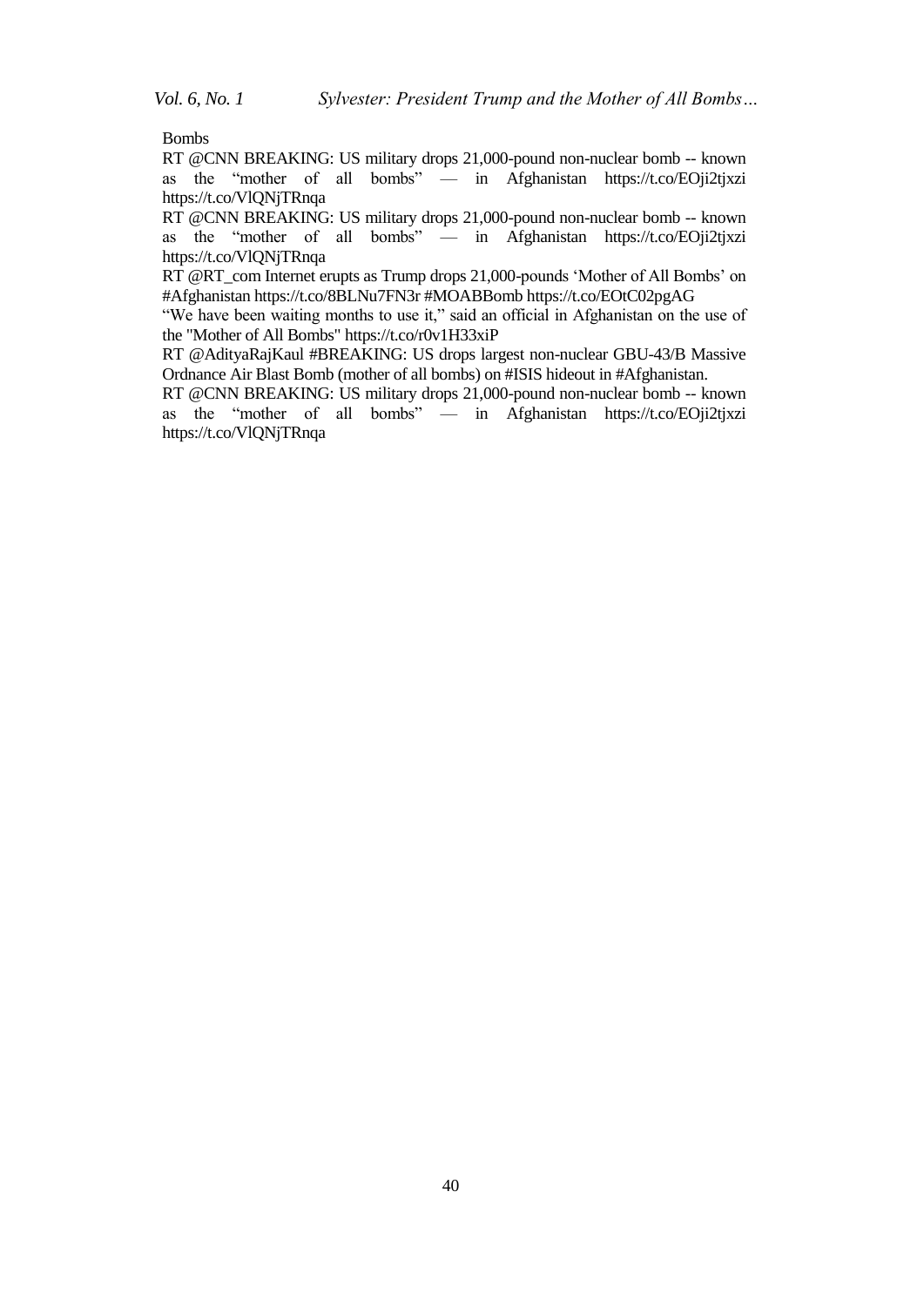Bombs

RT @CNN BREAKING: US military drops 21,000-pound non-nuclear bomb -- known as the "mother of all bombs" — in Afghanistan https://t.co/EOji2tjxzi https://t.co/VlQNjTRnqa

RT @CNN BREAKING: US military drops 21,000-pound non-nuclear bomb -- known as the "mother of all bombs" — in Afghanistan https://t.co/EOji2tjxzi https://t.co/VlQNjTRnqa

RT @RT_com Internet erupts as Trump drops 21,000-pounds 'Mother of All Bombs' on #Afghanistan https://t.co/8BLNu7FN3r #MOABBomb https://t.co/EOtC02pgAG

"We have been waiting months to use it," said an official in Afghanistan on the use of the "Mother of All Bombs" https://t.co/r0v1H33xiP

RT @AdityaRajKaul #BREAKING: US drops largest non-nuclear GBU-43/B Massive Ordnance Air Blast Bomb (mother of all bombs) on #ISIS hideout in #Afghanistan.

RT @CNN BREAKING: US military drops 21,000-pound non-nuclear bomb -- known as the "mother of all bombs" — in Afghanistan https://t.co/EOji2tjxzi https://t.co/VlQNjTRnqa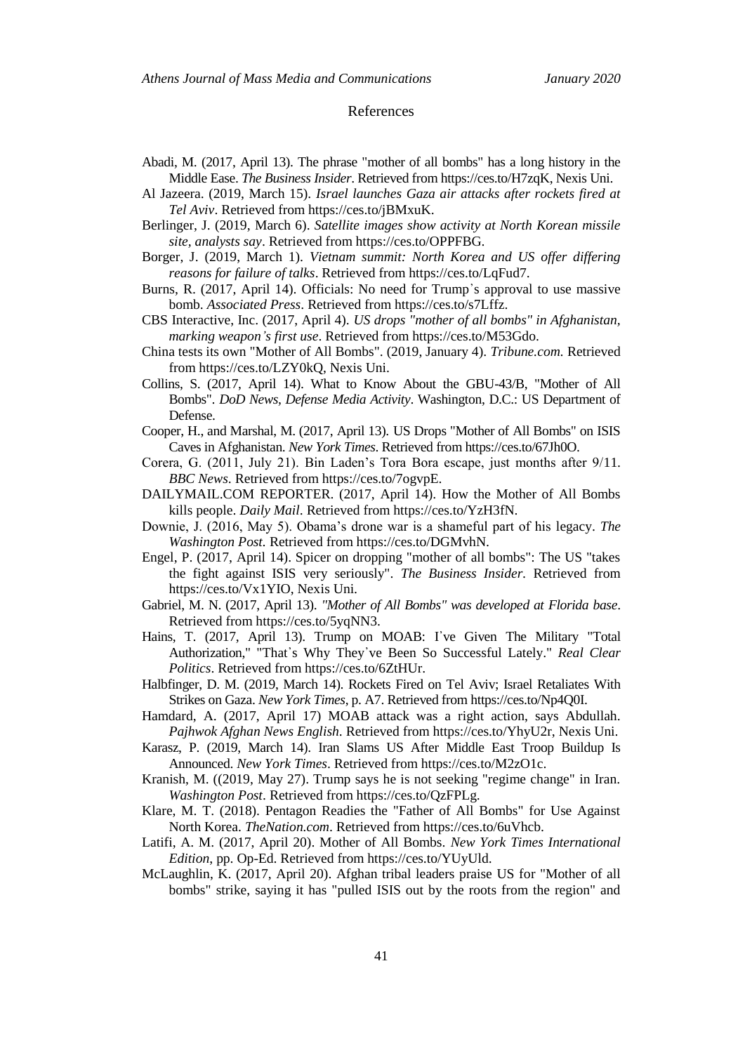## References

Abadi, M. (2017, April 13). The phrase "mother of all bombs" has a long history in the Middle Ease. *The Business Insider*. Retrieved from https://ces.to/H7zqK, Nexis Uni.

Al Jazeera. (2019, March 15). *Israel launches Gaza air attacks after rockets fired at Tel Aviv*. Retrieved from https://ces.to/jBMxuK.

Berlinger, J. (2019, March 6). *Satellite images show activity at North Korean missile site, analysts say*. Retrieved from https://ces.to/OPPFBG.

Borger, J. (2019, March 1). *Vietnam summit: North Korea and US offer differing reasons for failure of talks*. Retrieved from https://ces.to/LqFud7.

Burns, R. (2017, April 14). Officials: No need for Trump's approval to use massive bomb. *Associated Press*. Retrieved from https://ces.to/s7Lffz.

CBS Interactive, Inc. (2017, April 4). *US drops "mother of all bombs" in Afghanistan, marking weapon's first use*. Retrieved from https://ces.to/M53Gdo.

China tests its own "Mother of All Bombs". (2019, January 4). *Tribune.com*. Retrieved from https://ces.to/LZY0kQ, Nexis Uni.

Collins, S. (2017, April 14). What to Know About the GBU-43/B, "Mother of All Bombs". *DoD News, Defense Media Activity*. Washington, D.C.: US Department of Defense.

Cooper, H., and Marshal, M. (2017, April 13). US Drops "Mother of All Bombs" on ISIS Caves in Afghanistan. *New York Times*. Retrieved from https://ces.to/67Jh0O.

Corera, G. (2011, July 21). Bin Laden's Tora Bora escape, just months after 9/11. *BBC News*. Retrieved from https://ces.to/7ogvpE.

DAILYMAIL.COM REPORTER. (2017, April 14). How the Mother of All Bombs kills people. *Daily Mail*. Retrieved from https://ces.to/YzH3fN.

Downie, J. (2016, May 5). Obama's drone war is a shameful part of his legacy. *The Washington Post*. Retrieved from https://ces.to/DGMvhN.

Engel, P. (2017, April 14). Spicer on dropping "mother of all bombs": The US "takes the fight against ISIS very seriously". *The Business Insider*. Retrieved from https://ces.to/Vx1YIO, Nexis Uni.

Gabriel, M. N. (2017, April 13). *"Mother of All Bombs" was developed at Florida base*. Retrieved from https://ces.to/5yqNN3.

Hains, T. (2017, April 13). Trump on MOAB: I've Given The Military "Total Authorization," "That's Why They've Been So Successful Lately." *Real Clear Politics*. Retrieved from https://ces.to/6ZtHUr.

Halbfinger, D. M. (2019, March 14). Rockets Fired on Tel Aviv; Israel Retaliates With Strikes on Gaza. *New York Times*, p. A7. Retrieved from https://ces.to/Np4Q0I.

Hamdard, A. (2017, April 17) MOAB attack was a right action, says Abdullah. *Pajhwok Afghan News English*. Retrieved from https://ces.to/YhyU2r, Nexis Uni.

Karasz, P. (2019, March 14). Iran Slams US After Middle East Troop Buildup Is Announced. *New York Times*. Retrieved from https://ces.to/M2zO1c.

Kranish, M. ((2019, May 27). Trump says he is not seeking "regime change" in Iran. *Washington Post*. Retrieved from https://ces.to/QzFPLg.

Klare, M. T. (2018). Pentagon Readies the "Father of All Bombs" for Use Against North Korea. *TheNation.com*. Retrieved from https://ces.to/6uVhcb.

Latifi, A. M. (2017, April 20). Mother of All Bombs. *New York Times International Edition*, pp. Op-Ed. Retrieved from https://ces.to/YUyUld.

McLaughlin, K. (2017, April 20). Afghan tribal leaders praise US for "Mother of all bombs" strike, saying it has "pulled ISIS out by the roots from the region" and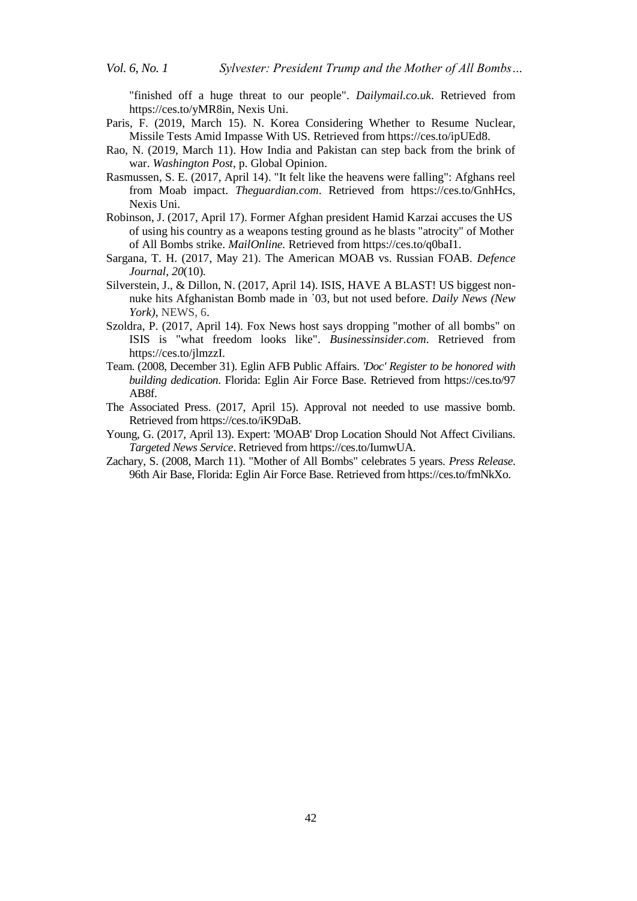"finished off a huge threat to our people". *Dailymail.co.uk*. Retrieved from https://ces.to/yMR8in, Nexis Uni.

Paris, F. (2019, March 15). N. Korea Considering Whether to Resume Nuclear, Missile Tests Amid Impasse With US. Retrieved from https://ces.to/ipUEd8.

Rao, N. (2019, March 11). How India and Pakistan can step back from the brink of war. *Washington Post*, p. Global Opinion.

Rasmussen, S. E. (2017, April 14). "It felt like the heavens were falling": Afghans reel from Moab impact. *Theguardian.com*. Retrieved from https://ces.to/GnhHcs, Nexis Uni.

Robinson, J. (2017, April 17). Former Afghan president Hamid Karzai accuses the US of using his country as a weapons testing ground as he blasts "atrocity" of Mother of All Bombs strike. *MailOnline.* Retrieved from https://ces.to/q0baI1.

Sargana, T. H. (2017, May 21). The American MOAB vs. Russian FOAB. *Defence Journal*, *20*(10).

Silverstein, J., & Dillon, N. (2017, April 14). ISIS, HAVE A BLAST! US biggest non-nuke hits Afghanistan Bomb made in ʾ03, but not used before. *Daily News (New York)*, NEWS, 6.

Szoldra, P. (2017, April 14). Fox News host says dropping "mother of all bombs" on ISIS is "what freedom looks like". *Businessinsider.com*. Retrieved from https://ces.to/jlmzzI.

Team. (2008, December 31). Eglin AFB Public Affairs. *'Doc' Register to be honored with building dedication*. Florida: Eglin Air Force Base. Retrieved from https://ces.to/97AB8f.

The Associated Press. (2017, April 15). Approval not needed to use massive bomb. Retrieved from https://ces.to/iK9DaB.

Young, G. (2017, April 13). Expert: 'MOAB' Drop Location Should Not Affect Civilians. *Targeted News Service*. Retrieved from https://ces.to/IumwUA.

Zachary, S. (2008, March 11). "Mother of All Bombs" celebrates 5 years. *Press Release*. 96th Air Base, Florida: Eglin Air Force Base. Retrieved from https://ces.to/fmNkXo.